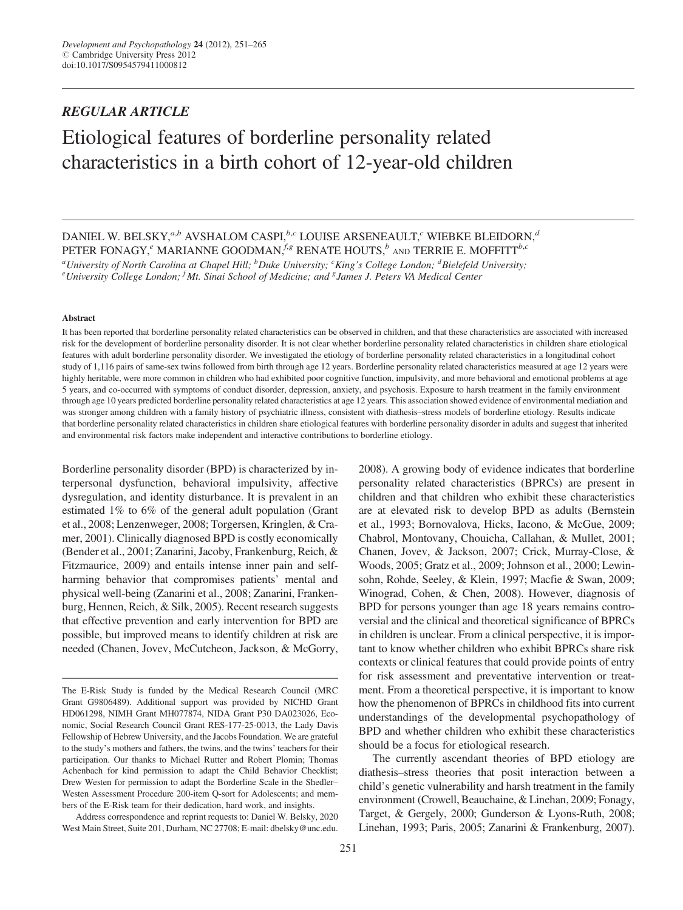*REGULAR ARTICLE*

# Etiological features of borderline personality related characteristics in a birth cohort of 12-year-old children

DANIEL W. BELSKY,[a,b] AVSHALOM CASPI,[b,c] LOUISE ARSENEAULT,[c] WIEBKE BLEIDORN,[d] PETER FONAGY,[e] MARIANNE GOODMAN,[f,g] RENATE HOUTS,[b] AND TERRIE E. MOFFITT[b,c]

[a]University of North Carolina at Chapel Hill; [b]Duke University; [c]King's College London; [d]Bielefeld University; [e]University College London; [f]Mt. Sinai School of Medicine; and [g]James J. Peters VA Medical Center

### Abstract

It has been reported that borderline personality related characteristics can be observed in children, and that these characteristics are associated with increased risk for the development of borderline personality disorder. It is not clear whether borderline personality related characteristics in children share etiological features with adult borderline personality disorder. We investigated the etiology of borderline personality related characteristics in a longitudinal cohort study of 1,116 pairs of same-sex twins followed from birth through age 12 years. Borderline personality related characteristics measured at age 12 years were highly heritable, were more common in children who had exhibited poor cognitive function, impulsivity, and more behavioral and emotional problems at age 5 years, and co-occurred with symptoms of conduct disorder, depression, anxiety, and psychosis. Exposure to harsh treatment in the family environment through age 10 years predicted borderline personality related characteristics at age 12 years. This association showed evidence of environmental mediation and was stronger among children with a family history of psychiatric illness, consistent with diathesis–stress models of borderline etiology. Results indicate that borderline personality related characteristics in children share etiological features with borderline personality disorder in adults and suggest that inherited and environmental risk factors make independent and interactive contributions to borderline etiology.

Borderline personality disorder (BPD) is characterized by interpersonal dysfunction, behavioral impulsivity, affective dysregulation, and identity disturbance. It is prevalent in an estimated 1% to 6% of the general adult population (Grant et al., 2008; Lenzenweger, 2008; Torgersen, Kringlen, & Cramer, 2001). Clinically diagnosed BPD is costly economically (Bender et al., 2001; Zanarini, Jacoby, Frankenburg, Reich, & Fitzmaurice, 2009) and entails intense inner pain and self-harming behavior that compromises patients' mental and physical well-being (Zanarini et al., 2008; Zanarini, Frankenburg, Hennen, Reich, & Silk, 2005). Recent research suggests that effective prevention and early intervention for BPD are possible, but improved means to identify children at risk are needed (Chanen, Jovev, McCutcheon, Jackson, & McGorry, 2008). A growing body of evidence indicates that borderline personality related characteristics (BPRCs) are present in children and that children who exhibit these characteristics are at elevated risk to develop BPD as adults (Bernstein et al., 1993; Bornovalova, Hicks, Iacono, & McGue, 2009; Chabrol, Montovany, Chouicha, Callahan, & Mullet, 2001; Chanen, Jovev, & Jackson, 2007; Crick, Murray-Close, & Woods, 2005; Gratz et al., 2009; Johnson et al., 2000; Lewinsohn, Rohde, Seeley, & Klein, 1997; Macfie & Swan, 2009; Winograd, Cohen, & Chen, 2008). However, diagnosis of BPD for persons younger than age 18 years remains controversial and the clinical and theoretical significance of BPRCs in children is unclear. From a clinical perspective, it is important to know whether children who exhibit BPRCs share risk contexts or clinical features that could provide points of entry for risk assessment and preventative intervention or treatment. From a theoretical perspective, it is important to know how the phenomenon of BPRCs in childhood fits into current understandings of the developmental psychopathology of BPD and whether children who exhibit these characteristics should be a focus for etiological research.

The currently ascendant theories of BPD etiology are diathesis–stress theories that posit interaction between a child's genetic vulnerability and harsh treatment in the family environment (Crowell, Beauchaine, & Linehan, 2009; Fonagy, Target, & Gergely, 2000; Gunderson & Lyons-Ruth, 2008; Linehan, 1993; Paris, 2005; Zanarini & Frankenburg, 2007).

---

The E-Risk Study is funded by the Medical Research Council (MRC Grant G9806489). Additional support was provided by NICHD Grant HD061298, NIMH Grant MH077874, NIDA Grant P30 DA023026, Economic, Social Research Council Grant RES-177-25-0013, the Lady Davis Fellowship of Hebrew University, and the Jacobs Foundation. We are grateful to the study's mothers and fathers, the twins, and the twins' teachers for their participation. Our thanks to Michael Rutter and Robert Plomin; Thomas Achenbach for kind permission to adapt the Child Behavior Checklist; Drew Westen for permission to adapt the Borderline Scale in the Shedler–Westen Assessment Procedure 200-item Q-sort for Adolescents; and members of the E-Risk team for their dedication, hard work, and insights.

Address correspondence and reprint requests to: Daniel W. Belsky, 2020 West Main Street, Suite 201, Durham, NC 27708; E-mail: dbelsky@unc.edu.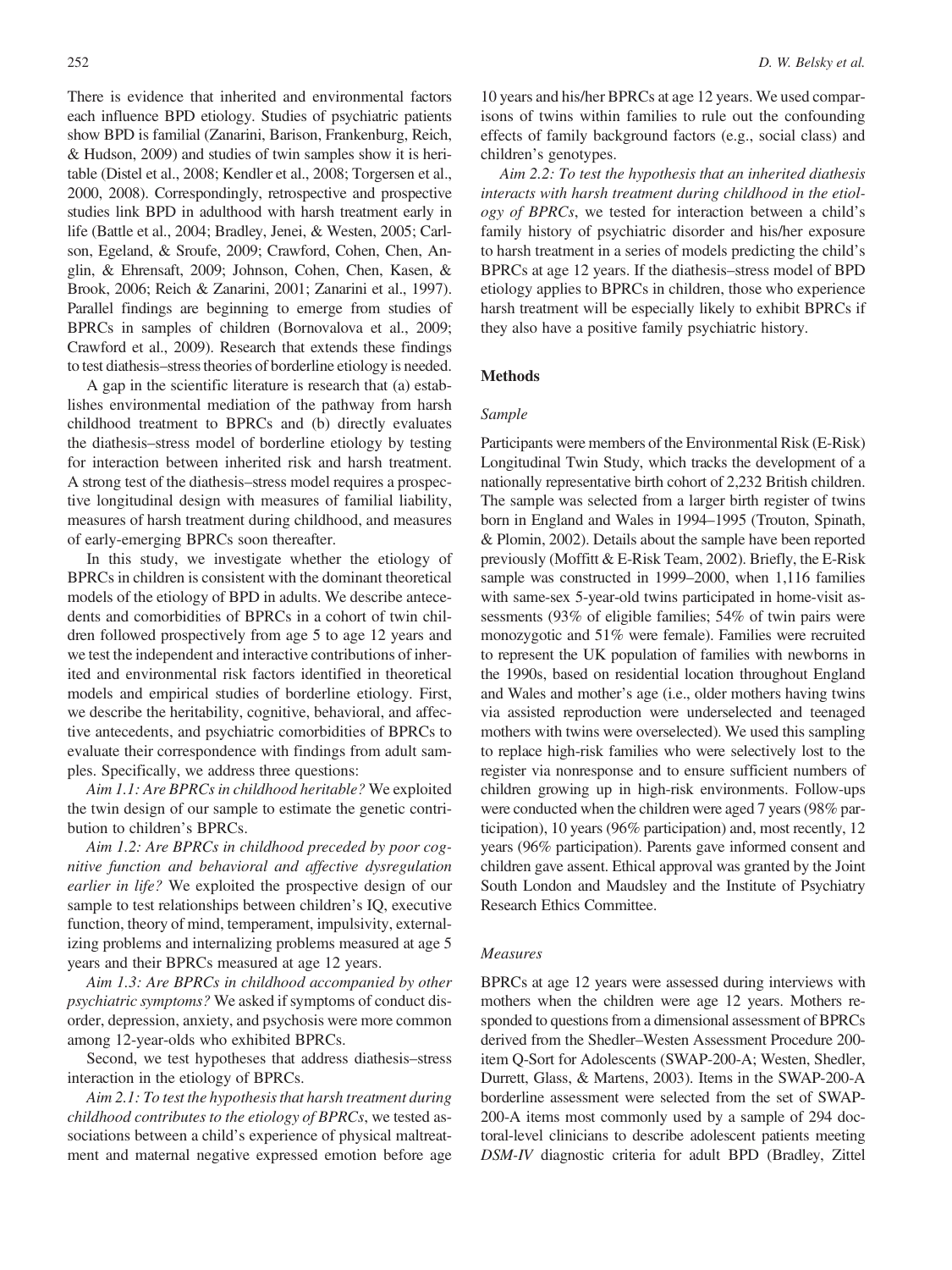There is evidence that inherited and environmental factors each influence BPD etiology. Studies of psychiatric patients show BPD is familial (Zanarini, Barison, Frankenburg, Reich, & Hudson, 2009) and studies of twin samples show it is heritable (Distel et al., 2008; Kendler et al., 2008; Torgersen et al., 2000, 2008). Correspondingly, retrospective and prospective studies link BPD in adulthood with harsh treatment early in life (Battle et al., 2004; Bradley, Jenei, & Westen, 2005; Carlson, Egeland, & Sroufe, 2009; Crawford, Cohen, Chen, Anglin, & Ehrensaft, 2009; Johnson, Cohen, Chen, Kasen, & Brook, 2006; Reich & Zanarini, 2001; Zanarini et al., 1997). Parallel findings are beginning to emerge from studies of BPRCs in samples of children (Bornovalova et al., 2009; Crawford et al., 2009). Research that extends these findings to test diathesis–stress theories of borderline etiology is needed.

A gap in the scientific literature is research that (a) establishes environmental mediation of the pathway from harsh childhood treatment to BPRCs and (b) directly evaluates the diathesis–stress model of borderline etiology by testing for interaction between inherited risk and harsh treatment. A strong test of the diathesis–stress model requires a prospective longitudinal design with measures of familial liability, measures of harsh treatment during childhood, and measures of early-emerging BPRCs soon thereafter.

In this study, we investigate whether the etiology of BPRCs in children is consistent with the dominant theoretical models of the etiology of BPD in adults. We describe antecedents and comorbidities of BPRCs in a cohort of twin children followed prospectively from age 5 to age 12 years and we test the independent and interactive contributions of inherited and environmental risk factors identified in theoretical models and empirical studies of borderline etiology. First, we describe the heritability, cognitive, behavioral, and affective antecedents, and psychiatric comorbidities of BPRCs to evaluate their correspondence with findings from adult samples. Specifically, we address three questions:

*Aim 1.1: Are BPRCs in childhood heritable?* We exploited the twin design of our sample to estimate the genetic contribution to children's BPRCs.

*Aim 1.2: Are BPRCs in childhood preceded by poor cognitive function and behavioral and affective dysregulation earlier in life?* We exploited the prospective design of our sample to test relationships between children's IQ, executive function, theory of mind, temperament, impulsivity, externalizing problems and internalizing problems measured at age 5 years and their BPRCs measured at age 12 years.

*Aim 1.3: Are BPRCs in childhood accompanied by other psychiatric symptoms?* We asked if symptoms of conduct disorder, depression, anxiety, and psychosis were more common among 12-year-olds who exhibited BPRCs.

Second, we test hypotheses that address diathesis–stress interaction in the etiology of BPRCs.

*Aim 2.1: To test the hypothesis that harsh treatment during childhood contributes to the etiology of BPRCs*, we tested associations between a child's experience of physical maltreatment and maternal negative expressed emotion before age 10 years and his/her BPRCs at age 12 years. We used comparisons of twins within families to rule out the confounding effects of family background factors (e.g., social class) and children's genotypes.

*Aim 2.2: To test the hypothesis that an inherited diathesis interacts with harsh treatment during childhood in the etiology of BPRCs*, we tested for interaction between a child's family history of psychiatric disorder and his/her exposure to harsh treatment in a series of models predicting the child's BPRCs at age 12 years. If the diathesis–stress model of BPD etiology applies to BPRCs in children, those who experience harsh treatment will be especially likely to exhibit BPRCs if they also have a positive family psychiatric history.

## Methods

### Sample

Participants were members of the Environmental Risk (E-Risk) Longitudinal Twin Study, which tracks the development of a nationally representative birth cohort of 2,232 British children. The sample was selected from a larger birth register of twins born in England and Wales in 1994–1995 (Trouton, Spinath, & Plomin, 2002). Details about the sample have been reported previously (Moffitt & E-Risk Team, 2002). Briefly, the E-Risk sample was constructed in 1999–2000, when 1,116 families with same-sex 5-year-old twins participated in home-visit assessments (93% of eligible families; 54% of twin pairs were monozygotic and 51% were female). Families were recruited to represent the UK population of families with newborns in the 1990s, based on residential location throughout England and Wales and mother's age (i.e., older mothers having twins via assisted reproduction were underselected and teenaged mothers with twins were overselected). We used this sampling to replace high-risk families who were selectively lost to the register via nonresponse and to ensure sufficient numbers of children growing up in high-risk environments. Follow-ups were conducted when the children were aged 7 years (98% participation), 10 years (96% participation) and, most recently, 12 years (96% participation). Parents gave informed consent and children gave assent. Ethical approval was granted by the Joint South London and Maudsley and the Institute of Psychiatry Research Ethics Committee.

### Measures

BPRCs at age 12 years were assessed during interviews with mothers when the children were age 12 years. Mothers responded to questions from a dimensional assessment of BPRCs derived from the Shedler–Westen Assessment Procedure 200-item Q-Sort for Adolescents (SWAP-200-A; Westen, Shedler, Durrett, Glass, & Martens, 2003). Items in the SWAP-200-A borderline assessment were selected from the set of SWAP-200-A items most commonly used by a sample of 294 doctoral-level clinicians to describe adolescent patients meeting *DSM-IV* diagnostic criteria for adult BPD (Bradley, Zittel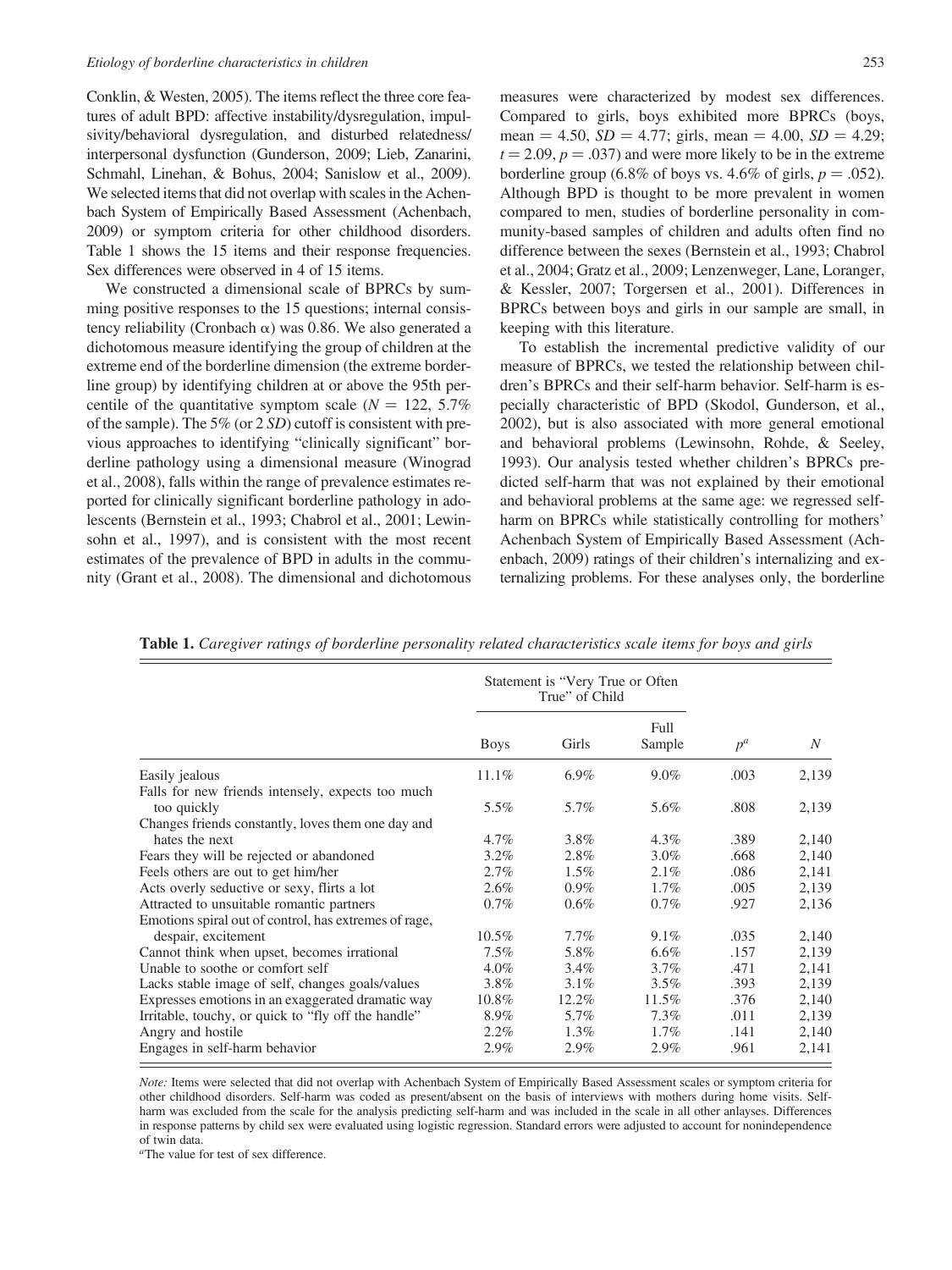Conklin, & Westen, 2005). The items reflect the three core features of adult BPD: affective instability/dysregulation, impulsivity/behavioral dysregulation, and disturbed relatedness/interpersonal dysfunction (Gunderson, 2009; Lieb, Zanarini, Schmahl, Linehan, & Bohus, 2004; Sanislow et al., 2009). We selected items that did not overlap with scales in the Achenbach System of Empirically Based Assessment (Achenbach, 2009) or symptom criteria for other childhood disorders. Table 1 shows the 15 items and their response frequencies. Sex differences were observed in 4 of 15 items.

We constructed a dimensional scale of BPRCs by summing positive responses to the 15 questions; internal consistency reliability (Cronbach $\alpha$) was 0.86. We also generated a dichotomous measure identifying the group of children at the extreme end of the borderline dimension (the extreme borderline group) by identifying children at or above the 95th percentile of the quantitative symptom scale ($N = 122$, 5.7% of the sample). The 5% (or 2 *SD*) cutoff is consistent with previous approaches to identifying "clinically significant" borderline pathology using a dimensional measure (Winograd et al., 2008), falls within the range of prevalence estimates reported for clinically significant borderline pathology in adolescents (Bernstein et al., 1993; Chabrol et al., 2001; Lewinsohn et al., 1997), and is consistent with the most recent estimates of the prevalence of BPD in adults in the community (Grant et al., 2008). The dimensional and dichotomous measures were characterized by modest sex differences. Compared to girls, boys exhibited more BPRCs (boys, mean = 4.50, $SD = 4.77$; girls, mean = 4.00, $SD = 4.29$; $t = 2.09$, $p = .037$) and were more likely to be in the extreme borderline group (6.8% of boys vs. 4.6% of girls, $p = .052$). Although BPD is thought to be more prevalent in women compared to men, studies of borderline personality in community-based samples of children and adults often find no difference between the sexes (Bernstein et al., 1993; Chabrol et al., 2004; Gratz et al., 2009; Lenzenweger, Lane, Loranger, & Kessler, 2007; Torgersen et al., 2001). Differences in BPRCs between boys and girls in our sample are small, in keeping with this literature.

To establish the incremental predictive validity of our measure of BPRCs, we tested the relationship between children's BPRCs and their self-harm behavior. Self-harm is especially characteristic of BPD (Skodol, Gunderson, et al., 2002), but is also associated with more general emotional and behavioral problems (Lewinsohn, Rohde, & Seeley, 1993). Our analysis tested whether children's BPRCs predicted self-harm that was not explained by their emotional and behavioral problems at the same age: we regressed self-harm on BPRCs while statistically controlling for mothers' Achenbach System of Empirically Based Assessment (Achenbach, 2009) ratings of their children's internalizing and externalizing problems. For these analyses only, the borderline

**Table 1.** *Caregiver ratings of borderline personality related characteristics scale items for boys and girls*

| | Statement is "Very True or Often True" of Child | | | | |
|---|---|---|---|---|---|
| | Boys | Girls | Full Sample | $p^a$ | *N* |
| Easily jealous | 11.1% | 6.9% | 9.0% | .003 | 2,139 |
| Falls for new friends intensely, expects too much too quickly | 5.5% | 5.7% | 5.6% | .808 | 2,139 |
| Changes friends constantly, loves them one day and hates the next | 4.7% | 3.8% | 4.3% | .389 | 2,140 |
| Fears they will be rejected or abandoned | 3.2% | 2.8% | 3.0% | .668 | 2,140 |
| Feels others are out to get him/her | 2.7% | 1.5% | 2.1% | .086 | 2,141 |
| Acts overly seductive or sexy, flirts a lot | 2.6% | 0.9% | 1.7% | .005 | 2,139 |
| Attracted to unsuitable romantic partners | 0.7% | 0.6% | 0.7% | .927 | 2,136 |
| Emotions spiral out of control, has extremes of rage, despair, excitement | 10.5% | 7.7% | 9.1% | .035 | 2,140 |
| Cannot think when upset, becomes irrational | 7.5% | 5.8% | 6.6% | .157 | 2,139 |
| Unable to soothe or comfort self | 4.0% | 3.4% | 3.7% | .471 | 2,141 |
| Lacks stable image of self, changes goals/values | 3.8% | 3.1% | 3.5% | .393 | 2,139 |
| Expresses emotions in an exaggerated dramatic way | 10.8% | 12.2% | 11.5% | .376 | 2,140 |
| Irritable, touchy, or quick to "fly off the handle" | 8.9% | 5.7% | 7.3% | .011 | 2,139 |
| Angry and hostile | 2.2% | 1.3% | 1.7% | .141 | 2,140 |
| Engages in self-harm behavior | 2.9% | 2.9% | 2.9% | .961 | 2,141 |

*Note:* Items were selected that did not overlap with Achenbach System of Empirically Based Assessment scales or symptom criteria for other childhood disorders. Self-harm was coded as present/absent on the basis of interviews with mothers during home visits. Self-harm was excluded from the scale for the analysis predicting self-harm and was included in the scale in all other anlayses. Differences in response patterns by child sex were evaluated using logistic regression. Standard errors were adjusted to account for nonindependence of twin data.

[a]The value for test of sex difference.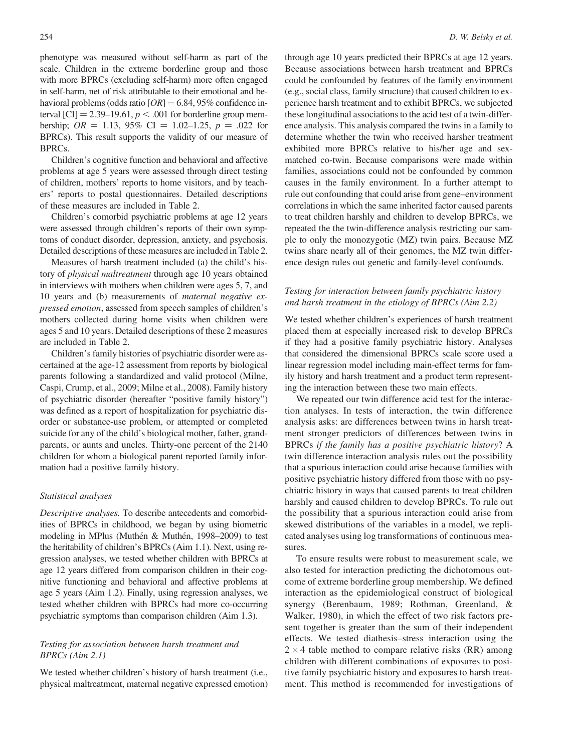phenotype was measured without self-harm as part of the scale. Children in the extreme borderline group and those with more BPRCs (excluding self-harm) more often engaged in self-harm, net of risk attributable to their emotional and behavioral problems (odds ratio [*OR*] = 6.84, 95% confidence interval [CI] = 2.39–19.61, $p < .001$ for borderline group membership; $OR = 1.13$, 95% CI = 1.02–1.25, $p = .022$ for BPRCs). This result supports the validity of our measure of BPRCs.

Children's cognitive function and behavioral and affective problems at age 5 years were assessed through direct testing of children, mothers' reports to home visitors, and by teachers' reports to postal questionnaires. Detailed descriptions of these measures are included in Table 2.

Children's comorbid psychiatric problems at age 12 years were assessed through children's reports of their own symptoms of conduct disorder, depression, anxiety, and psychosis. Detailed descriptions of these measures are included in Table 2.

Measures of harsh treatment included (a) the child's history of *physical maltreatment* through age 10 years obtained in interviews with mothers when children were ages 5, 7, and 10 years and (b) measurements of *maternal negative expressed emotion*, assessed from speech samples of children's mothers collected during home visits when children were ages 5 and 10 years. Detailed descriptions of these 2 measures are included in Table 2.

Children's family histories of psychiatric disorder were ascertained at the age-12 assessment from reports by biological parents following a standardized and valid protocol (Milne, Caspi, Crump, et al., 2009; Milne et al., 2008). Family history of psychiatric disorder (hereafter "positive family history") was defined as a report of hospitalization for psychiatric disorder or substance-use problem, or attempted or completed suicide for any of the child's biological mother, father, grandparents, or aunts and uncles. Thirty-one percent of the 2140 children for whom a biological parent reported family information had a positive family history.

### Statistical analyses

*Descriptive analyses.* To describe antecedents and comorbidities of BPRCs in childhood, we began by using biometric modeling in MPlus (Muthén & Muthén, 1998–2009) to test the heritability of children's BPRCs (Aim 1.1). Next, using regression analyses, we tested whether children with BPRCs at age 12 years differed from comparison children in their cognitive functioning and behavioral and affective problems at age 5 years (Aim 1.2). Finally, using regression analyses, we tested whether children with BPRCs had more co-occurring psychiatric symptoms than comparison children (Aim 1.3).

#### *Testing for association between harsh treatment and BPRCs (Aim 2.1)*

We tested whether children's history of harsh treatment (i.e., physical maltreatment, maternal negative expressed emotion) through age 10 years predicted their BPRCs at age 12 years. Because associations between harsh treatment and BPRCs could be confounded by features of the family environment (e.g., social class, family structure) that caused children to experience harsh treatment and to exhibit BPRCs, we subjected these longitudinal associations to the acid test of a twin-difference analysis. This analysis compared the twins in a family to determine whether the twin who received harsher treatment exhibited more BPRCs relative to his/her age and sex-matched co-twin. Because comparisons were made within families, associations could not be confounded by common causes in the family environment. In a further attempt to rule out confounding that could arise from gene–environment correlations in which the same inherited factor caused parents to treat children harshly and children to develop BPRCs, we repeated the the twin-difference analysis restricting our sample to only the monozygotic (MZ) twin pairs. Because MZ twins share nearly all of their genomes, the MZ twin difference design rules out genetic and family-level confounds.

#### *Testing for interaction between family psychiatric history and harsh treatment in the etiology of BPRCs (Aim 2.2)*

We tested whether children's experiences of harsh treatment placed them at especially increased risk to develop BPRCs if they had a positive family psychiatric history. Analyses that considered the dimensional BPRCs scale score used a linear regression model including main-effect terms for family history and harsh treatment and a product term representing the interaction between these two main effects.

We repeated our twin difference acid test for the interaction analyses. In tests of interaction, the twin difference analysis asks: are differences between twins in harsh treatment stronger predictors of differences between twins in BPRCs *if the family has a positive psychiatric history*? A twin difference interaction analysis rules out the possibility that a spurious interaction could arise because families with positive psychiatric history differed from those with no psychiatric history in ways that caused parents to treat children harshly and caused children to develop BPRCs. To rule out the possibility that a spurious interaction could arise from skewed distributions of the variables in a model, we replicated analyses using log transformations of continuous measures.

To ensure results were robust to measurement scale, we also tested for interaction predicting the dichotomous outcome of extreme borderline group membership. We defined interaction as the epidemiological construct of biological synergy (Berenbaum, 1989; Rothman, Greenland, & Walker, 1980), in which the effect of two risk factors present together is greater than the sum of their independent effects. We tested diathesis–stress interaction using the $2 \times 4$ table method to compare relative risks (RR) among children with different combinations of exposures to positive family psychiatric history and exposures to harsh treatment. This method is recommended for investigations of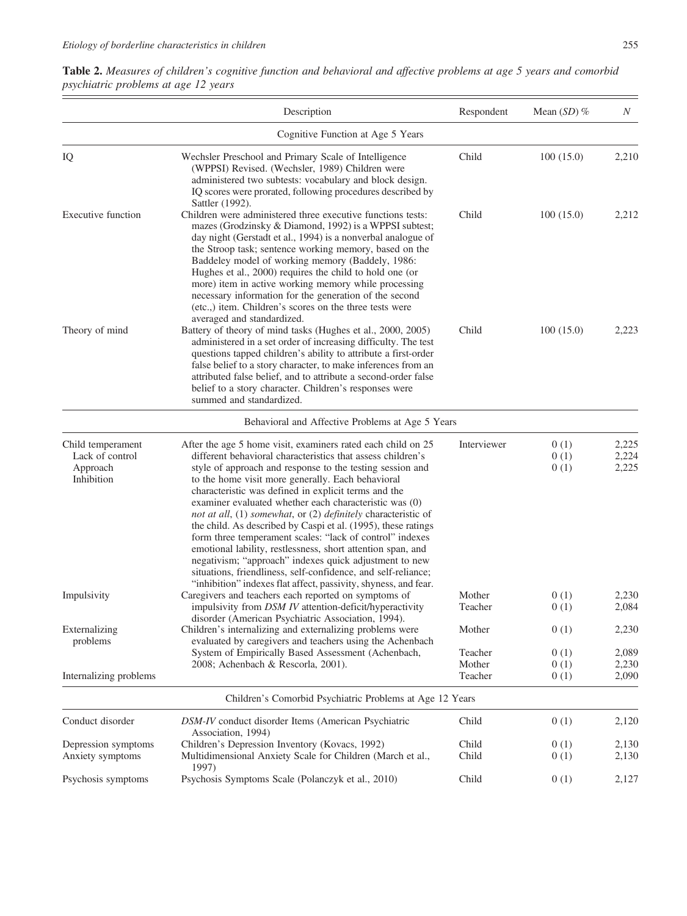**Table 2.** *Measures of children's cognitive function and behavioral and affective problems at age 5 years and comorbid psychiatric problems at age 12 years*

| | Description | Respondent | Mean (*SD*) % | *N* |
|---|---|---|---|---|
| | Cognitive Function at Age 5 Years | | | |
| IQ | Wechsler Preschool and Primary Scale of Intelligence (WPPSI) Revised. (Wechsler, 1989) Children were administered two subtests: vocabulary and block design. IQ scores were prorated, following procedures described by Sattler (1992). | Child | 100 (15.0) | 2,210 |
| Executive function | Children were administered three executive functions tests: mazes (Grodzinsky & Diamond, 1992) is a WPPSI subtest; day night (Gerstadt et al., 1994) is a nonverbal analogue of the Stroop task; sentence working memory, based on the Baddeley model of working memory (Baddeley, 1986: Hughes et al., 2000) requires the child to hold one (or more) item in active working memory while processing necessary information for the generation of the second (etc.,) item. Children's scores on the three tests were averaged and standardized. | Child | 100 (15.0) | 2,212 |
| Theory of mind | Battery of theory of mind tasks (Hughes et al., 2000, 2005) administered in a set order of increasing difficulty. The test questions tapped children's ability to attribute a first-order false belief to a story character, to make inferences from an attributed false belief, and to attribute a second-order false belief to a story character. Children's responses were summed and standardized. | Child | 100 (15.0) | 2,223 |
| | Behavioral and Affective Problems at Age 5 Years | | | |
| Child temperament | After the age 5 home visit, examiners rated each child on 25 different behavioral characteristics that assess children's style of approach and response to the testing session and to the home visit more generally. Each behavioral characteristic was defined in explicit terms and the examiner evaluated whether each characteristic was (0) *not at all*, (1) *somewhat*, or (2) *definitely* characteristic of the child. As described by Caspi et al. (1995), these ratings form three temperament scales: "lack of control" indexes emotional lability, restlessness, short attention span, and negativism; "approach" indexes quick adjustment to new situations, friendliness, self-confidence, and self-reliance; "inhibition" indexes flat affect, passivity, shyness, and fear. | Interviewer | | |
| Lack of control | | | 0 (1) | 2,225 |
| Approach | | | 0 (1) | 2,224 |
| Inhibition | | | 0 (1) | 2,225 |
| Impulsivity | Caregivers and teachers each reported on symptoms of impulsivity from *DSM IV* attention-deficit/hyperactivity disorder (American Psychiatric Association, 1994). | Mother | 0 (1) | 2,230 |
| | | Teacher | 0 (1) | 2,084 |
| Externalizing problems | Children's internalizing and externalizing problems were evaluated by caregivers and teachers using the Achenbach System of Empirically Based Assessment (Achenbach, 2008; Achenbach & Rescorla, 2001). | Mother | 0 (1) | 2,230 |
| | | Teacher | 0 (1) | 2,089 |
| Internalizing problems | | Mother | 0 (1) | 2,230 |
| | | Teacher | 0 (1) | 2,090 |
| | Children's Comorbid Psychiatric Problems at Age 12 Years | | | |
| Conduct disorder | *DSM-IV* conduct disorder Items (American Psychiatric Association, 1994) | Child | 0 (1) | 2,120 |
| Depression symptoms | Children's Depression Inventory (Kovacs, 1992) | Child | 0 (1) | 2,130 |
| Anxiety symptoms | Multidimensional Anxiety Scale for Children (March et al., 1997) | Child | 0 (1) | 2,130 |
| Psychosis symptoms | Psychosis Symptoms Scale (Polanczyk et al., 2010) | Child | 0 (1) | 2,127 |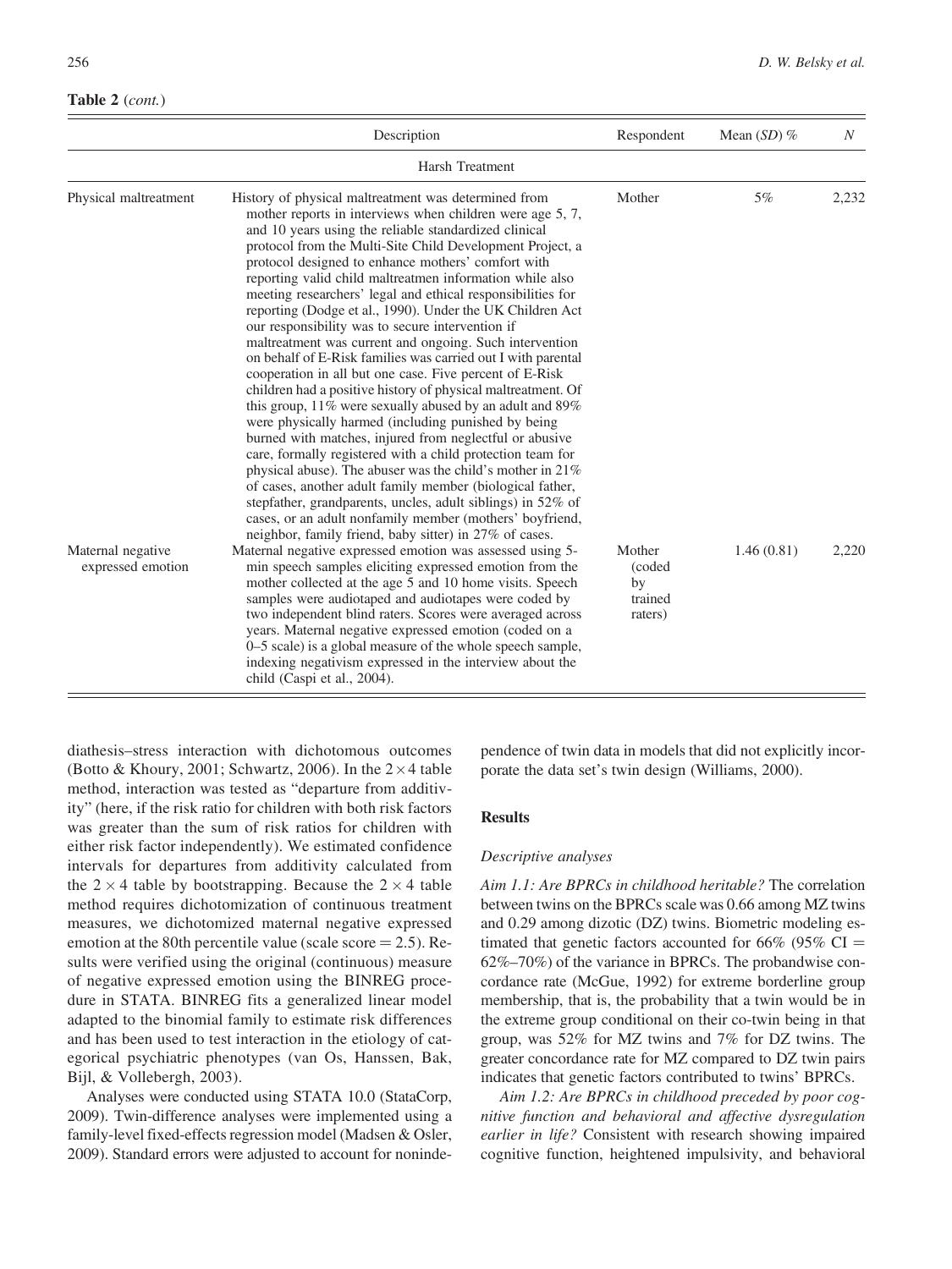**Table 2** (*cont.*)

| | Description | Respondent | Mean (*SD*) % | *N* |
|---|---|---|---|---|
| | Harsh Treatment | | | |
| Physical maltreatment | History of physical maltreatment was determined from mother reports in interviews when children were age 5, 7, and 10 years using the reliable standardized clinical protocol from the Multi-Site Child Development Project, a protocol designed to enhance mothers' comfort with reporting valid child maltreatmen information while also meeting researchers' legal and ethical responsibilities for reporting (Dodge et al., 1990). Under the UK Children Act our responsibility was to secure intervention if maltreatment was current and ongoing. Such intervention on behalf of E-Risk families was carried out I with parental cooperation in all but one case. Five percent of E-Risk children had a positive history of physical maltreatment. Of this group, 11% were sexually abused by an adult and 89% were physically harmed (including punished by being burned with matches, injured from neglectful or abusive care, formally registered with a child protection team for physical abuse). The abuser was the child's mother in 21% of cases, another adult family member (biological father, stepfather, grandparents, uncles, adult siblings) in 52% of cases, or an adult nonfamily member (mothers' boyfriend, neighbor, family friend, baby sitter) in 27% of cases. | Mother | 5% | 2,232 |
| Maternal negative expressed emotion | Maternal negative expressed emotion was assessed using 5-min speech samples eliciting expressed emotion from the mother collected at the age 5 and 10 home visits. Speech samples were audiotaped and audiotapes were coded by two independent blind raters. Scores were averaged across years. Maternal negative expressed emotion (coded on a 0–5 scale) is a global measure of the whole speech sample, indexing negativism expressed in the interview about the child (Caspi et al., 2004). | Mother (coded by trained raters) | 1.46 (0.81) | 2,220 |

diathesis–stress interaction with dichotomous outcomes (Botto & Khoury, 2001; Schwartz, 2006). In the $2 \times 4$ table method, interaction was tested as "departure from additivity" (here, if the risk ratio for children with both risk factors was greater than the sum of risk ratios for children with either risk factor independently). We estimated confidence intervals for departures from additivity calculated from the $2 \times 4$ table by bootstrapping. Because the $2 \times 4$ table method requires dichotomization of continuous treatment measures, we dichotomized maternal negative expressed emotion at the 80th percentile value (scale score = 2.5). Results were verified using the original (continuous) measure of negative expressed emotion using the BINREG procedure in STATA. BINREG fits a generalized linear model adapted to the binomial family to estimate risk differences and has been used to test interaction in the etiology of categorical psychiatric phenotypes (van Os, Hanssen, Bak, Bijl, & Vollebergh, 2003).

Analyses were conducted using STATA 10.0 (StataCorp, 2009). Twin-difference analyses were implemented using a family-level fixed-effects regression model (Madsen & Osler, 2009). Standard errors were adjusted to account for nonindependence of twin data in models that did not explicitly incorporate the data set's twin design (Williams, 2000).

## Results

### *Descriptive analyses*

*Aim 1.1: Are BPRCs in childhood heritable?* The correlation between twins on the BPRCs scale was 0.66 among MZ twins and 0.29 among dizotic (DZ) twins. Biometric modeling estimated that genetic factors accounted for 66% (95% CI = 62%–70%) of the variance in BPRCs. The probandwise concordance rate (McGue, 1992) for extreme borderline group membership, that is, the probability that a twin would be in the extreme group conditional on their co-twin being in that group, was 52% for MZ twins and 7% for DZ twins. The greater concordance rate for MZ compared to DZ twin pairs indicates that genetic factors contributed to twins' BPRCs.

*Aim 1.2: Are BPRCs in childhood preceded by poor cognitive function and behavioral and affective dysregulation earlier in life?* Consistent with research showing impaired cognitive function, heightened impulsivity, and behavioral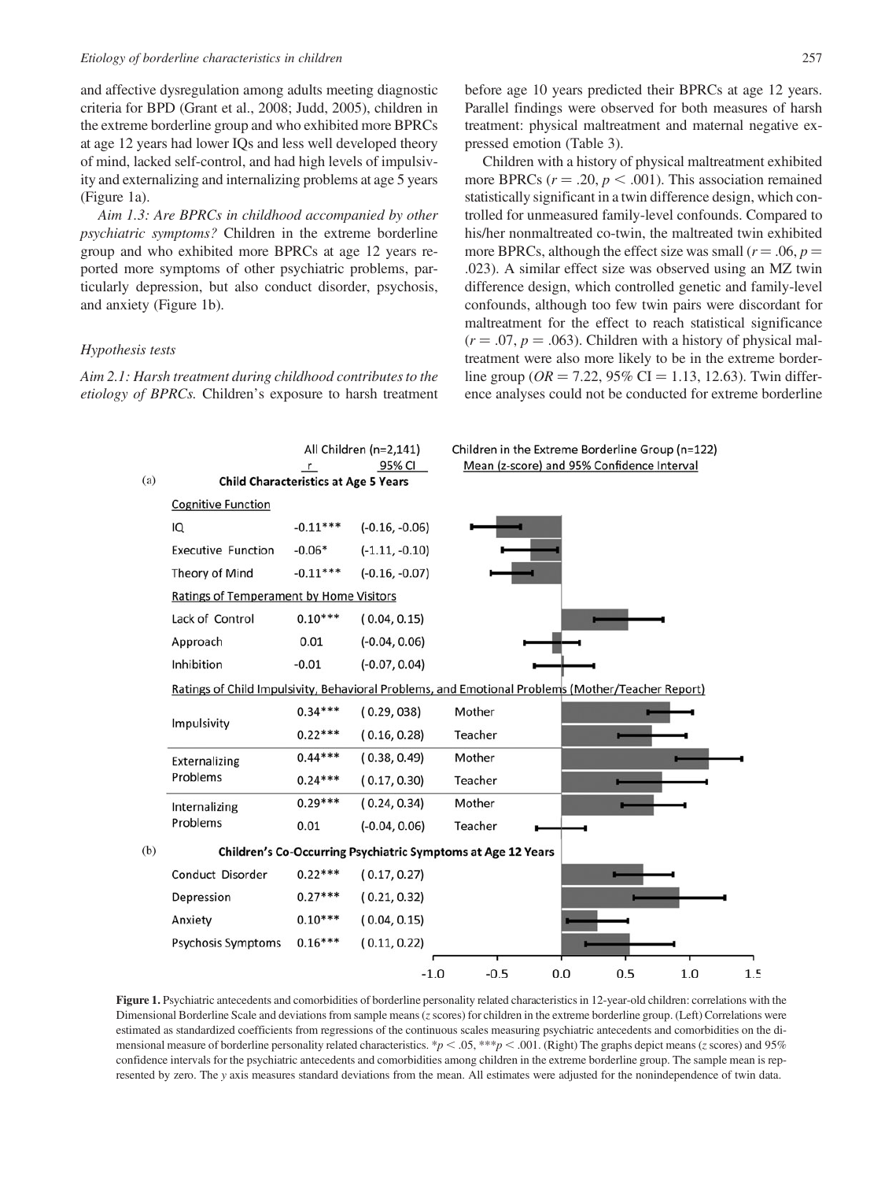and affective dysregulation among adults meeting diagnostic criteria for BPD (Grant et al., 2008; Judd, 2005), children in the extreme borderline group and who exhibited more BPRCs at age 12 years had lower IQs and less well developed theory of mind, lacked self-control, and had high levels of impulsivity and externalizing and internalizing problems at age 5 years (Figure 1a).

*Aim 1.3: Are BPRCs in childhood accompanied by other psychiatric symptoms?* Children in the extreme borderline group and who exhibited more BPRCs at age 12 years reported more symptoms of other psychiatric problems, particularly depression, but also conduct disorder, psychosis, and anxiety (Figure 1b).

### *Hypothesis tests*

*Aim 2.1: Harsh treatment during childhood contributes to the etiology of BPRCs.* Children's exposure to harsh treatment before age 10 years predicted their BPRCs at age 12 years. Parallel findings were observed for both measures of harsh treatment: physical maltreatment and maternal negative expressed emotion (Table 3).

Children with a history of physical maltreatment exhibited more BPRCs ($r = .20$, $p < .001$). This association remained statistically significant in a twin difference design, which controlled for unmeasured family-level confounds. Compared to his/her nonmaltreated co-twin, the maltreated twin exhibited more BPRCs, although the effect size was small ($r = .06$, $p = .023$). A similar effect size was observed using an MZ twin difference design, which controlled genetic and family-level confounds, although too few twin pairs were discordant for maltreatment for the effect to reach statistical significance ($r = .07$, $p = .063$). Children with a history of physical maltreatment were also more likely to be in the extreme borderline group ($OR = 7.22$, 95% CI = 1.13, 12.63). Twin difference analyses could not be conducted for extreme borderline

| | | All Children (n=2,141) r | 95% CI | Children in the Extreme Borderline Group (n=122) Mean (z-score) and 95% Confidence Interval |
|---|---|---|---|---|
| **(a) Child Characteristics at Age 5 Years** | | | | |
| *Cognitive Function* | | | | |
| IQ | | -0.11*** | (-0.16, -0.06) | |
| Executive Function | | -0.06* | (-1.11, -0.10) | |
| Theory of Mind | | -0.11*** | (-0.16, -0.07) | |
| *Ratings of Temperament by Home Visitors* | | | | |
| Lack of Control | | 0.10*** | (0.04, 0.15) | |
| Approach | | 0.01 | (-0.04, 0.06) | |
| Inhibition | | -0.01 | (-0.07, 0.04) | |
| *Ratings of Child Impulsivity, Behavioral Problems, and Emotional Problems (Mother/Teacher Report)* | | | | |
| Impulsivity | Mother | 0.34*** | (0.29, 038) | |
| | Teacher | 0.22*** | (0.16, 0.28) | |
| Externalizing Problems | Mother | 0.44*** | (0.38, 0.49) | |
| | Teacher | 0.24*** | (0.17, 0.30) | |
| Internalizing Problems | Mother | 0.29*** | (0.24, 0.34) | |
| | Teacher | 0.01 | (-0.04, 0.06) | |
| **(b) Children's Co-Occurring Psychiatric Symptoms at Age 12 Years** | | | | |
| Conduct Disorder | | 0.22*** | (0.17, 0.27) | |
| Depression | | 0.27*** | (0.21, 0.32) | |
| Anxiety | | 0.10*** | (0.04, 0.15) | |
| Psychosis Symptoms | | 0.16*** | (0.11, 0.22) | |

**Figure 1.** Psychiatric antecedents and comorbidities of borderline personality related characteristics in 12-year-old children: correlations with the Dimensional Borderline Scale and deviations from sample means (*z* scores) for children in the extreme borderline group. (Left) Correlations were estimated as standardized coefficients from regressions of the continuous scales measuring psychiatric antecedents and comorbidities on the dimensional measure of borderline personality related characteristics. *$p < .05$, ***$p < .001$. (Right) The graphs depict means (*z* scores) and 95% confidence intervals for the psychiatric antecedents and comorbidities among children in the extreme borderline group. The sample mean is represented by zero. The *y* axis measures standard deviations from the mean. All estimates were adjusted for the nonindependence of twin data.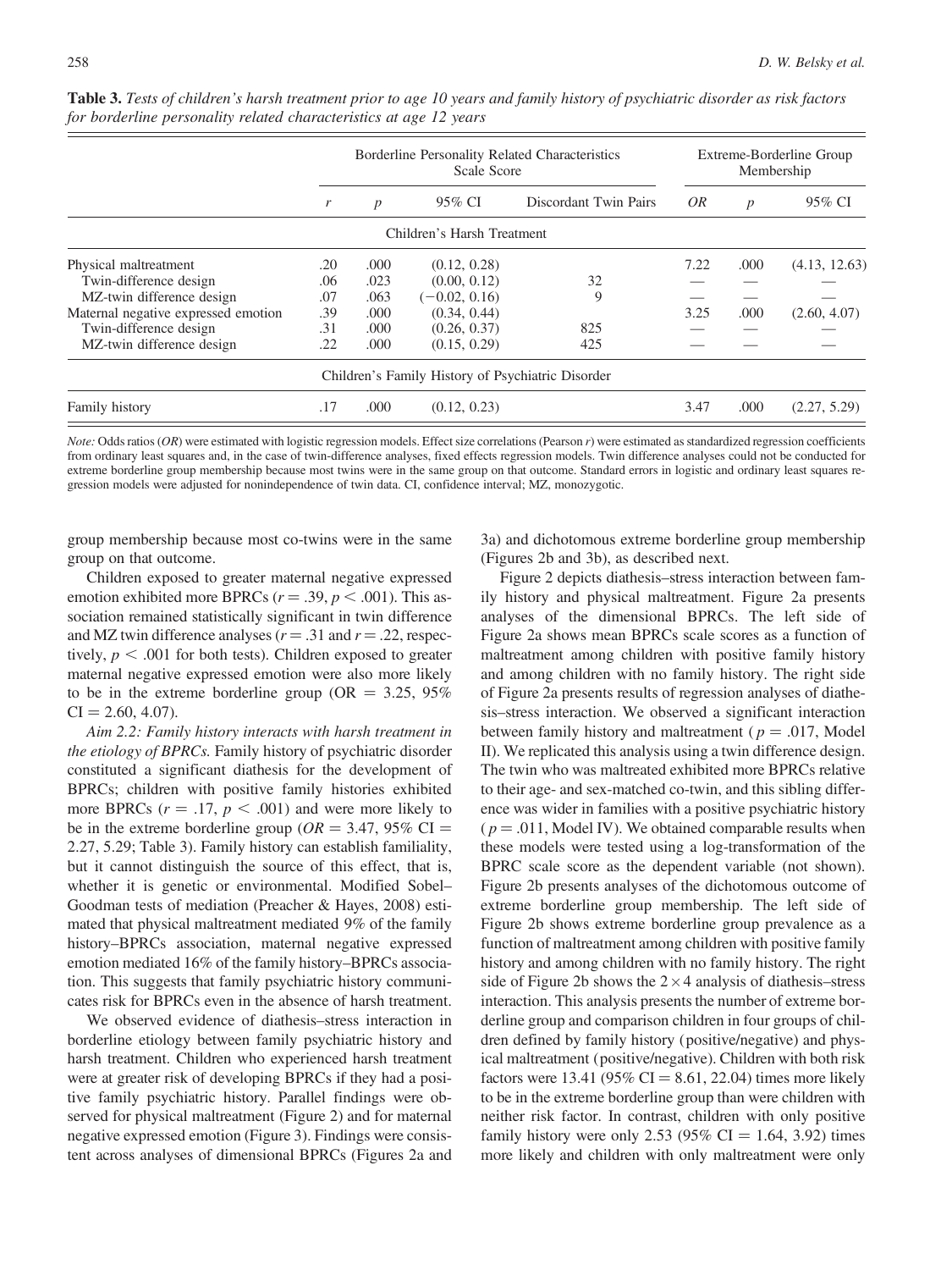**Table 3.** *Tests of children's harsh treatment prior to age 10 years and family history of psychiatric disorder as risk factors for borderline personality related characteristics at age 12 years*

| | Borderline Personality Related Characteristics Scale Score | | | | Extreme-Borderline Group Membership | | |
|---|---|---|---|---|---|---|---|
| | *r* | *p* | 95% CI | Discordant Twin Pairs | *OR* | *p* | 95% CI |
| **Children's Harsh Treatment** | | | | | | | |
| Physical maltreatment | .20 | .000 | (0.12, 0.28) | | 7.22 | .000 | (4.13, 12.63) |
| Twin-difference design | .06 | .023 | (0.00, 0.12) | 32 | — | — | — |
| MZ-twin difference design | .07 | .063 | (−0.02, 0.16) | 9 | — | — | — |
| Maternal negative expressed emotion | .39 | .000 | (0.34, 0.44) | | 3.25 | .000 | (2.60, 4.07) |
| Twin-difference design | .31 | .000 | (0.26, 0.37) | 825 | — | — | — |
| MZ-twin difference design | .22 | .000 | (0.15, 0.29) | 425 | — | — | — |
| **Children's Family History of Psychiatric Disorder** | | | | | | | |
| Family history | .17 | .000 | (0.12, 0.23) | | 3.47 | .000 | (2.27, 5.29) |

*Note:* Odds ratios (*OR*) were estimated with logistic regression models. Effect size correlations (Pearson *r*) were estimated as standardized regression coefficients from ordinary least squares and, in the case of twin-difference analyses, fixed effects regression models. Twin difference analyses could not be conducted for extreme borderline group membership because most twins were in the same group on that outcome. Standard errors in logistic and ordinary least squares regression models were adjusted for nonindependence of twin data. CI, confidence interval; MZ, monozygotic.

group membership because most co-twins were in the same group on that outcome.

Children exposed to greater maternal negative expressed emotion exhibited more BPRCs ($r = .39$, $p < .001$). This association remained statistically significant in twin difference and MZ twin difference analyses ($r = .31$ and $r = .22$, respectively, $p < .001$ for both tests). Children exposed to greater maternal negative expressed emotion were also more likely to be in the extreme borderline group (OR = 3.25, 95% CI = 2.60, 4.07).

*Aim 2.2: Family history interacts with harsh treatment in the etiology of BPRCs.* Family history of psychiatric disorder constituted a significant diathesis for the development of BPRCs; children with positive family histories exhibited more BPRCs ($r = .17$, $p < .001$) and were more likely to be in the extreme borderline group (*OR* = 3.47, 95% CI = 2.27, 5.29; Table 3). Family history can establish familiality, but it cannot distinguish the source of this effect, that is, whether it is genetic or environmental. Modified Sobel–Goodman tests of mediation (Preacher & Hayes, 2008) estimated that physical maltreatment mediated 9% of the family history–BPRCs association, maternal negative expressed emotion mediated 16% of the family history–BPRCs association. This suggests that family psychiatric history communicates risk for BPRCs even in the absence of harsh treatment.

We observed evidence of diathesis–stress interaction in borderline etiology between family psychiatric history and harsh treatment. Children who experienced harsh treatment were at greater risk of developing BPRCs if they had a positive family psychiatric history. Parallel findings were observed for physical maltreatment (Figure 2) and for maternal negative expressed emotion (Figure 3). Findings were consistent across analyses of dimensional BPRCs (Figures 2a and 3a) and dichotomous extreme borderline group membership (Figures 2b and 3b), as described next.

Figure 2 depicts diathesis–stress interaction between family history and physical maltreatment. Figure 2a presents analyses of the dimensional BPRCs. The left side of Figure 2a shows mean BPRCs scale scores as a function of maltreatment among children with positive family history and among children with no family history. The right side of Figure 2a presents results of regression analyses of diathesis–stress interaction. We observed a significant interaction between family history and maltreatment ($p = .017$, Model II). We replicated this analysis using a twin difference design. The twin who was maltreated exhibited more BPRCs relative to their age- and sex-matched co-twin, and this sibling difference was wider in families with a positive psychiatric history ($p = .011$, Model IV). We obtained comparable results when these models were tested using a log-transformation of the BPRC scale score as the dependent variable (not shown). Figure 2b presents analyses of the dichotomous outcome of extreme borderline group membership. The left side of Figure 2b shows extreme borderline group prevalence as a function of maltreatment among children with positive family history and among children with no family history. The right side of Figure 2b shows the $2 \times 4$ analysis of diathesis–stress interaction. This analysis presents the number of extreme borderline group and comparison children in four groups of children defined by family history (positive/negative) and physical maltreatment (positive/negative). Children with both risk factors were 13.41 (95% CI = 8.61, 22.04) times more likely to be in the extreme borderline group than were children with neither risk factor. In contrast, children with only positive family history were only 2.53 (95% CI = 1.64, 3.92) times more likely and children with only maltreatment were only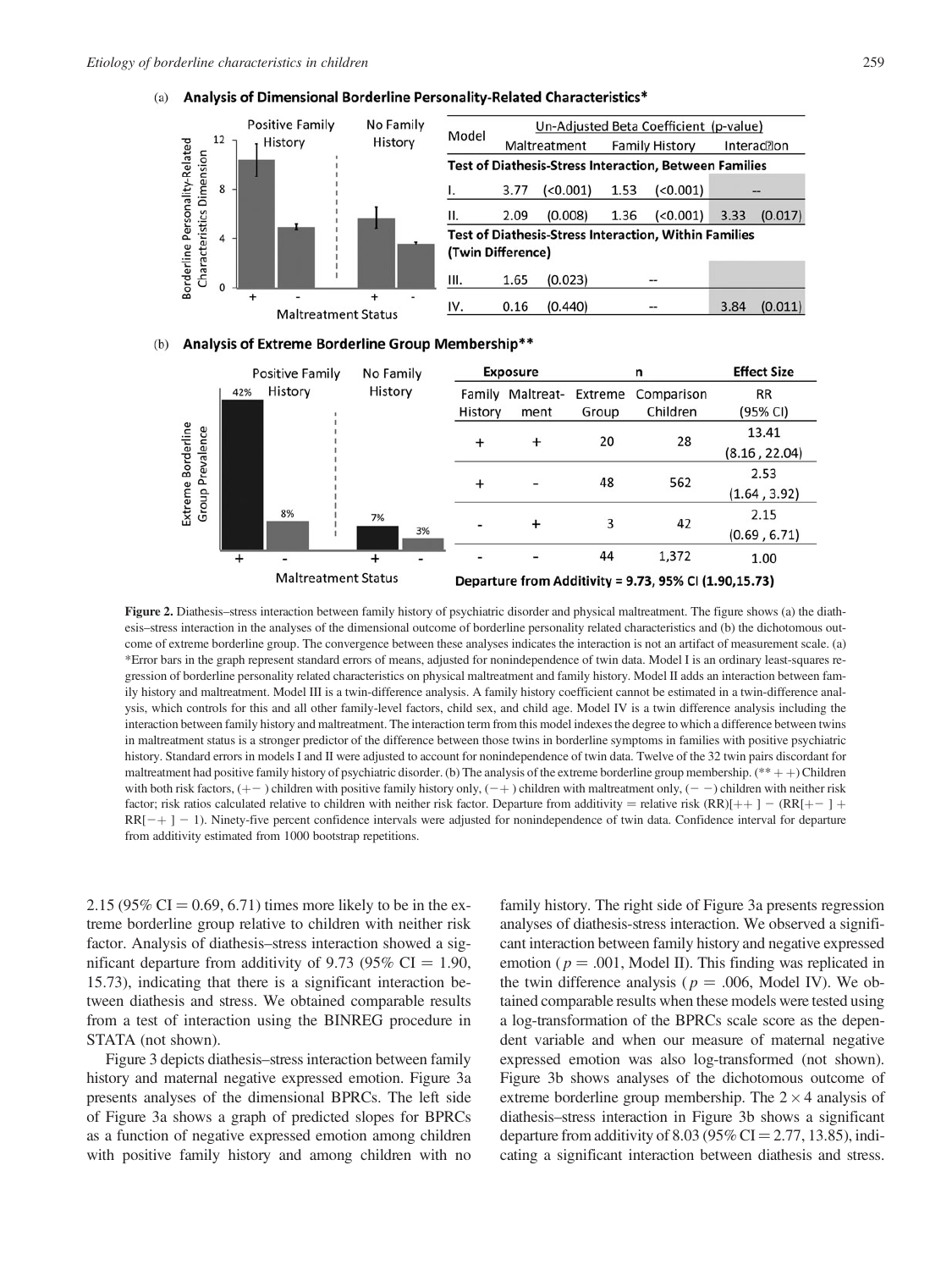(a) **Analysis of Dimensional Borderline Personality-Related Characteristics***

| Model | Un-Adjusted Beta Coefficient (p-value) | | | | | |
|---|---|---|---|---|---|---|
| | Maltreatment | | Family History | | Interaction | |
| **Test of Diathesis-Stress Interaction, Between Families** | | | | | | |
| I. | 3.77 | (<0.001) | 1.53 | (<0.001) | -- | |
| II. | 2.09 | (0.008) | 1.36 | (<0.001) | 3.33 | (0.017) |
| **Test of Diathesis-Stress Interaction, Within Families (Twin Difference)** | | | | | | |
| III. | 1.65 | (0.023) | -- | | | |
| IV. | 0.16 | (0.440) | -- | | 3.84 | (0.011) |

(b) **Analysis of Extreme Borderline Group Membership****

| Exposure | | n | | Effect Size |
|---|---|---|---|---|
| Family History | Maltreatment | Extreme Group | Comparison Children | RR (95% CI) |
| + | + | 20 | 28 | 13.41 (8.16, 22.04) |
| + | - | 48 | 562 | 2.53 (1.64, 3.92) |
| - | + | 3 | 42 | 2.15 (0.69, 6.71) |
| - | - | 44 | 1,372 | 1.00 |

**Departure from Additivity = 9.73, 95% CI (1.90,15.73)**

**Figure 2.** Diathesis–stress interaction between family history of psychiatric disorder and physical maltreatment. The figure shows (a) the diathesis–stress interaction in the analyses of the dimensional outcome of borderline personality related characteristics and (b) the dichotomous outcome of extreme borderline group. The convergence between these analyses indicates the interaction is not an artifact of measurement scale. (a) *Error bars in the graph represent standard errors of means, adjusted for nonindependence of twin data. Model I is an ordinary least-squares regression of borderline personality related characteristics on physical maltreatment and family history. Model II adds an interaction between family history and maltreatment. Model III is a twin-difference analysis. A family history coefficient cannot be estimated in a twin-difference analysis, which controls for this and all other family-level factors, child sex, and child age. Model IV is a twin difference analysis including the interaction between family history and maltreatment. The interaction term from this model indexes the degree to which a difference between twins in maltreatment status is a stronger predictor of the difference between those twins in borderline symptoms in families with positive psychiatric history. Standard errors in models I and II were adjusted to account for nonindependence of twin data. Twelve of the 32 twin pairs discordant for maltreatment had positive family history of psychiatric disorder. (b) The analysis of the extreme borderline group membership. (** + +) Children with both risk factors, (+ − ) children with positive family history only, (− +) children with maltreatment only, (− −) children with neither risk factor; risk ratios calculated relative to children with neither risk factor. Departure from additivity = relative risk (RR)[+ + ] − (RR[+ − ] + RR[− + ] − 1). Ninety-five percent confidence intervals were adjusted for nonindependence of twin data. Confidence interval for departure from additivity estimated from 1000 bootstrap repetitions.

2.15 (95% CI = 0.69, 6.71) times more likely to be in the extreme borderline group relative to children with neither risk factor. Analysis of diathesis–stress interaction showed a significant departure from additivity of 9.73 (95% CI = 1.90, 15.73), indicating that there is a significant interaction between diathesis and stress. We obtained comparable results from a test of interaction using the BINREG procedure in STATA (not shown).

Figure 3 depicts diathesis–stress interaction between family history and maternal negative expressed emotion. Figure 3a presents analyses of the dimensional BPRCs. The left side of Figure 3a shows a graph of predicted slopes for BPRCs as a function of negative expressed emotion among children with positive family history and among children with no family history. The right side of Figure 3a presents regression analyses of diathesis-stress interaction. We observed a significant interaction between family history and negative expressed emotion ($p = .001$, Model II). This finding was replicated in the twin difference analysis ($p = .006$, Model IV). We obtained comparable results when these models were tested using a log-transformation of the BPRCs scale score as the dependent variable and when our measure of maternal negative expressed emotion was also log-transformed (not shown). Figure 3b shows analyses of the dichotomous outcome of extreme borderline group membership. The $2 \times 4$ analysis of diathesis–stress interaction in Figure 3b shows a significant departure from additivity of 8.03 (95% CI = 2.77, 13.85), indicating a significant interaction between diathesis and stress.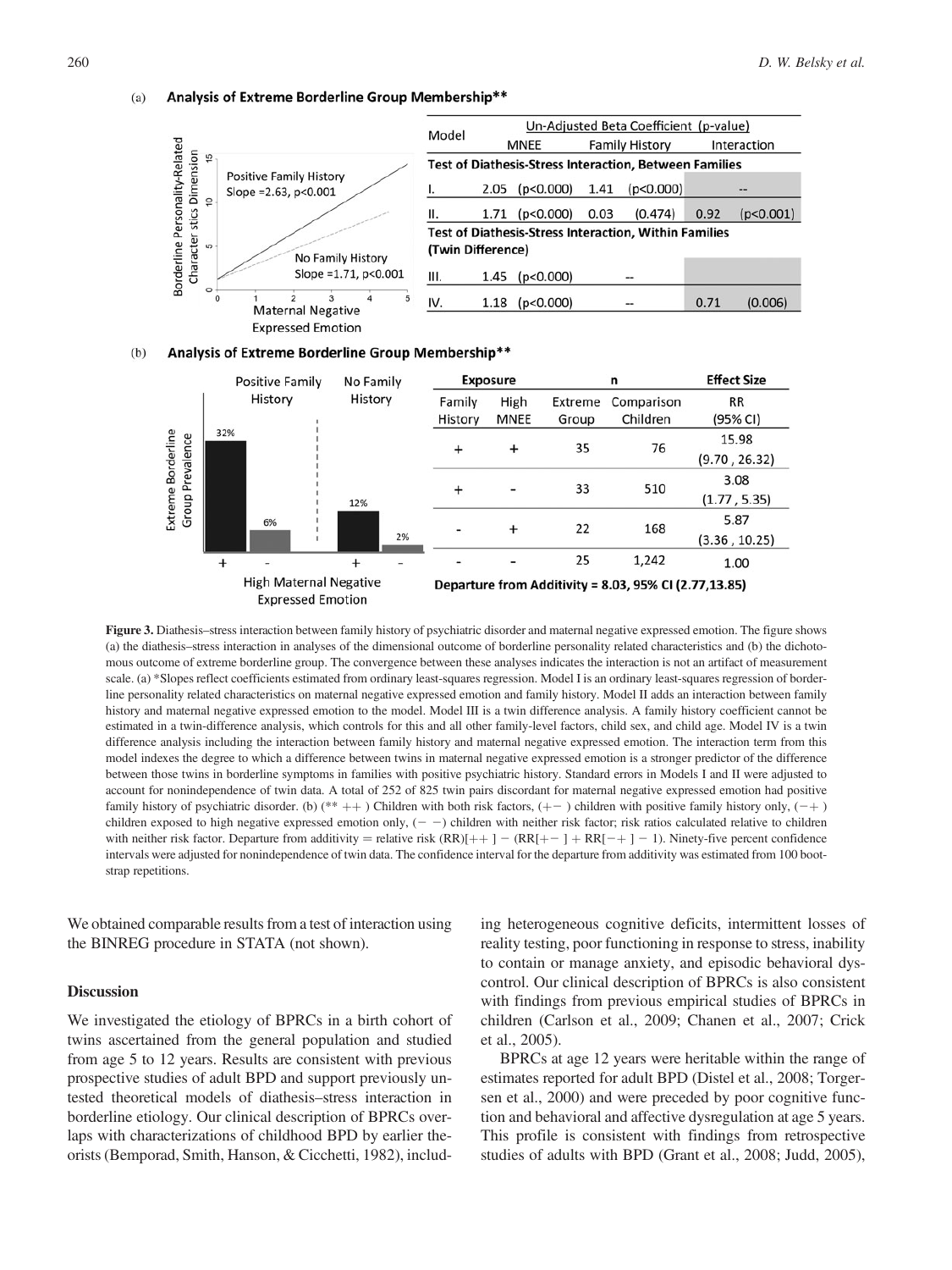(a) **Analysis of Extreme Borderline Group Membership****

| Model | Un-Adjusted Beta Coefficient (p-value) | | | | | |
|---|---|---|---|---|---|---|
| | MNEE | | Family History | | Interaction | |
| **Test of Diathesis-Stress Interaction, Between Families** | | | | | | |
| I. | 2.05 | (p<0.000) | 1.41 | (p<0.000) | -- | |
| II. | 1.71 | (p<0.000) | 0.03 | (0.474) | 0.92 | (p<0.001) |
| **Test of Diathesis-Stress Interaction, Within Families (Twin Difference)** | | | | | | |
| III. | 1.45 | (p<0.000) | -- | | | |
| IV. | 1.18 | (p<0.000) | -- | | 0.71 | (0.006) |

Borderline Personality-Related Characteristics Dimension; Maternal Negative Expressed Emotion. Positive Family History Slope =2.63, p<0.001; No Family History Slope =1.71, p<0.001

(b) **Analysis of Extreme Borderline Group Membership****

Extreme Borderline Group Prevalence: Positive Family History: + 32%, − 6%; No Family History: + 12%, − 2%. High Maternal Negative Expressed Emotion

| Exposure | | n | | Effect Size |
|---|---|---|---|---|
| Family History | High MNEE | Extreme Group | Comparison Children | RR (95% CI) |
| + | + | 35 | 76 | 15.98 (9.70 , 26.32) |
| + | - | 33 | 510 | 3.08 (1.77 , 5.35) |
| - | + | 22 | 168 | 5.87 (3.36 , 10.25) |
| - | - | 25 | 1,242 | 1.00 |

**Departure from Additivity = 8.03, 95% CI (2.77,13.85)**

**Figure 3.** Diathesis–stress interaction between family history of psychiatric disorder and maternal negative expressed emotion. The figure shows (a) the diathesis–stress interaction in analyses of the dimensional outcome of borderline personality related characteristics and (b) the dichotomous outcome of extreme borderline group. The convergence between these analyses indicates the interaction is not an artifact of measurement scale. (a) *Slopes reflect coefficients estimated from ordinary least-squares regression. Model I is an ordinary least-squares regression of borderline personality related characteristics on maternal negative expressed emotion and family history. Model II adds an interaction between family history and maternal negative expressed emotion to the model. Model III is a twin difference analysis. A family history coefficient cannot be estimated in a twin-difference analysis, which controls for this and all other family-level factors, child sex, and child age. Model IV is a twin difference analysis including the interaction between family history and maternal negative expressed emotion. The interaction term from this model indexes the degree to which a difference between twins in maternal negative expressed emotion is a stronger predictor of the difference between those twins in borderline symptoms in families with positive psychiatric history. Standard errors in Models I and II were adjusted to account for nonindependence of twin data. A total of 252 of 825 twin pairs discordant for maternal negative expressed emotion had positive family history of psychiatric disorder. (b) (** ++ ) Children with both risk factors, (+− ) children with positive family history only, (−+ ) children exposed to high negative expressed emotion only, (− −) children with neither risk factor; risk ratios calculated relative to children with neither risk factor. Departure from additivity = relative risk (RR)[++ ] − (RR[+− ] + RR[−+ ] − 1). Ninety-five percent confidence intervals were adjusted for nonindependence of twin data. The confidence interval for the departure from additivity was estimated from 100 bootstrap repetitions.

We obtained comparable results from a test of interaction using the BINREG procedure in STATA (not shown).

## Discussion

We investigated the etiology of BPRCs in a birth cohort of twins ascertained from the general population and studied from age 5 to 12 years. Results are consistent with previous prospective studies of adult BPD and support previously untested theoretical models of diathesis–stress interaction in borderline etiology. Our clinical description of BPRCs overlaps with characterizations of childhood BPD by earlier theorists (Bemporad, Smith, Hanson, & Cicchetti, 1982), including heterogeneous cognitive deficits, intermittent losses of reality testing, poor functioning in response to stress, inability to contain or manage anxiety, and episodic behavioral dyscontrol. Our clinical description of BPRCs is also consistent with findings from previous empirical studies of BPRCs in children (Carlson et al., 2009; Chanen et al., 2007; Crick et al., 2005).

BPRCs at age 12 years were heritable within the range of estimates reported for adult BPD (Distel et al., 2008; Torgersen et al., 2000) and were preceded by poor cognitive function and behavioral and affective dysregulation at age 5 years. This profile is consistent with findings from retrospective studies of adults with BPD (Grant et al., 2008; Judd, 2005),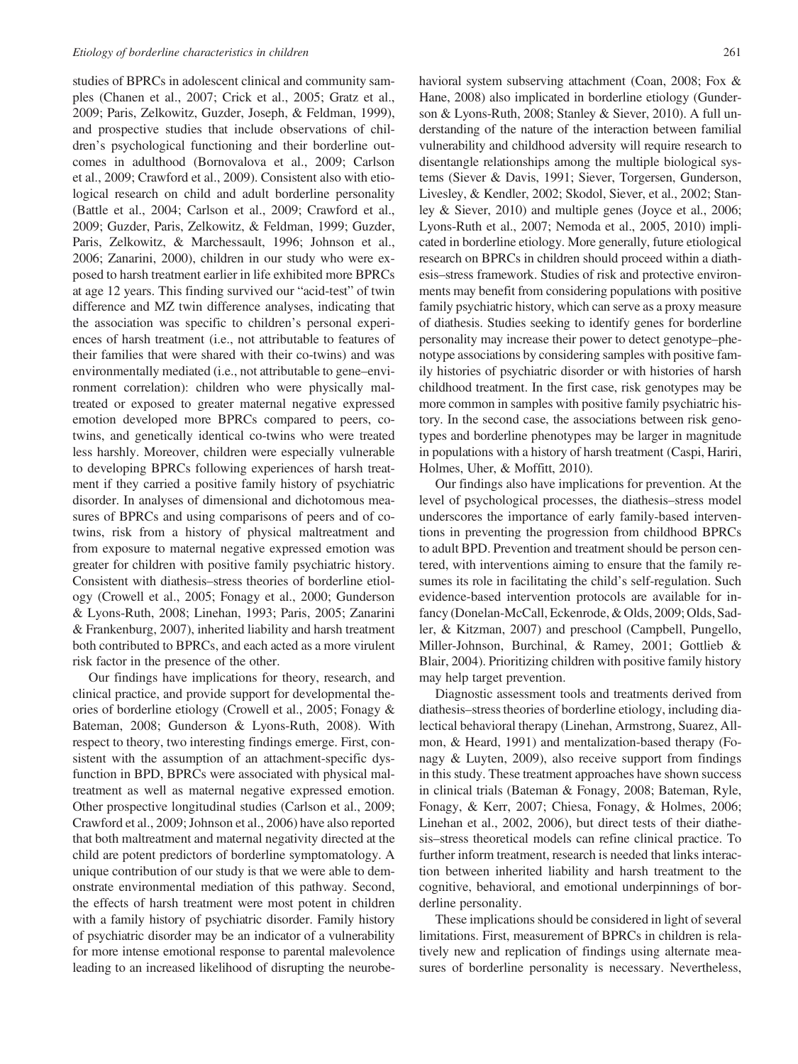studies of BPRCs in adolescent clinical and community samples (Chanen et al., 2007; Crick et al., 2005; Gratz et al., 2009; Paris, Zelkowitz, Guzder, Joseph, & Feldman, 1999), and prospective studies that include observations of children's psychological functioning and their borderline outcomes in adulthood (Bornovalova et al., 2009; Carlson et al., 2009; Crawford et al., 2009). Consistent also with etiological research on child and adult borderline personality (Battle et al., 2004; Carlson et al., 2009; Crawford et al., 2009; Guzder, Paris, Zelkowitz, & Feldman, 1999; Guzder, Paris, Zelkowitz, & Marchessault, 1996; Johnson et al., 2006; Zanarini, 2000), children in our study who were exposed to harsh treatment earlier in life exhibited more BPRCs at age 12 years. This finding survived our "acid-test" of twin difference and MZ twin difference analyses, indicating that the association was specific to children's personal experiences of harsh treatment (i.e., not attributable to features of their families that were shared with their co-twins) and was environmentally mediated (i.e., not attributable to gene–environment correlation): children who were physically maltreated or exposed to greater maternal negative expressed emotion developed more BPRCs compared to peers, co-twins, and genetically identical co-twins who were treated less harshly. Moreover, children were especially vulnerable to developing BPRCs following experiences of harsh treatment if they carried a positive family history of psychiatric disorder. In analyses of dimensional and dichotomous measures of BPRCs and using comparisons of peers and of co-twins, risk from a history of physical maltreatment and from exposure to maternal negative expressed emotion was greater for children with positive family psychiatric history. Consistent with diathesis–stress theories of borderline etiology (Crowell et al., 2005; Fonagy et al., 2000; Gunderson & Lyons-Ruth, 2008; Linehan, 1993; Paris, 2005; Zanarini & Frankenburg, 2007), inherited liability and harsh treatment both contributed to BPRCs, and each acted as a more virulent risk factor in the presence of the other.

Our findings have implications for theory, research, and clinical practice, and provide support for developmental theories of borderline etiology (Crowell et al., 2005; Fonagy & Bateman, 2008; Gunderson & Lyons-Ruth, 2008). With respect to theory, two interesting findings emerge. First, consistent with the assumption of an attachment-specific dysfunction in BPD, BPRCs were associated with physical maltreatment as well as maternal negative expressed emotion. Other prospective longitudinal studies (Carlson et al., 2009; Crawford et al., 2009; Johnson et al., 2006) have also reported that both maltreatment and maternal negativity directed at the child are potent predictors of borderline symptomatology. A unique contribution of our study is that we were able to demonstrate environmental mediation of this pathway. Second, the effects of harsh treatment were most potent in children with a family history of psychiatric disorder. Family history of psychiatric disorder may be an indicator of a vulnerability for more intense emotional response to parental malevolence leading to an increased likelihood of disrupting the neurobehavioral system subserving attachment (Coan, 2008; Fox & Hane, 2008) also implicated in borderline etiology (Gunderson & Lyons-Ruth, 2008; Stanley & Siever, 2010). A full understanding of the nature of the interaction between familial vulnerability and childhood adversity will require research to disentangle relationships among the multiple biological systems (Siever & Davis, 1991; Siever, Torgersen, Gunderson, Livesley, & Kendler, 2002; Skodol, Siever, et al., 2002; Stanley & Siever, 2010) and multiple genes (Joyce et al., 2006; Lyons-Ruth et al., 2007; Nemoda et al., 2005, 2010) implicated in borderline etiology. More generally, future etiological research on BPRCs in children should proceed within a diathesis–stress framework. Studies of risk and protective environments may benefit from considering populations with positive family psychiatric history, which can serve as a proxy measure of diathesis. Studies seeking to identify genes for borderline personality may increase their power to detect genotype–phenotype associations by considering samples with positive family histories of psychiatric disorder or with histories of harsh childhood treatment. In the first case, risk genotypes may be more common in samples with positive family psychiatric history. In the second case, the associations between risk genotypes and borderline phenotypes may be larger in magnitude in populations with a history of harsh treatment (Caspi, Hariri, Holmes, Uher, & Moffitt, 2010).

Our findings also have implications for prevention. At the level of psychological processes, the diathesis–stress model underscores the importance of early family-based interventions in preventing the progression from childhood BPRCs to adult BPD. Prevention and treatment should be person centered, with interventions aiming to ensure that the family resumes its role in facilitating the child's self-regulation. Such evidence-based intervention protocols are available for infancy (Donelan-McCall, Eckenrode, & Olds, 2009; Olds, Sadler, & Kitzman, 2007) and preschool (Campbell, Pungello, Miller-Johnson, Burchinal, & Ramey, 2001; Gottlieb & Blair, 2004). Prioritizing children with positive family history may help target prevention.

Diagnostic assessment tools and treatments derived from diathesis–stress theories of borderline etiology, including dialectical behavioral therapy (Linehan, Armstrong, Suarez, Allmon, & Heard, 1991) and mentalization-based therapy (Fonagy & Luyten, 2009), also receive support from findings in this study. These treatment approaches have shown success in clinical trials (Bateman & Fonagy, 2008; Bateman, Ryle, Fonagy, & Kerr, 2007; Chiesa, Fonagy, & Holmes, 2006; Linehan et al., 2002, 2006), but direct tests of their diathesis–stress theoretical models can refine clinical practice. To further inform treatment, research is needed that links interaction between inherited liability and harsh treatment to the cognitive, behavioral, and emotional underpinnings of borderline personality.

These implications should be considered in light of several limitations. First, measurement of BPRCs in children is relatively new and replication of findings using alternate measures of borderline personality is necessary. Nevertheless,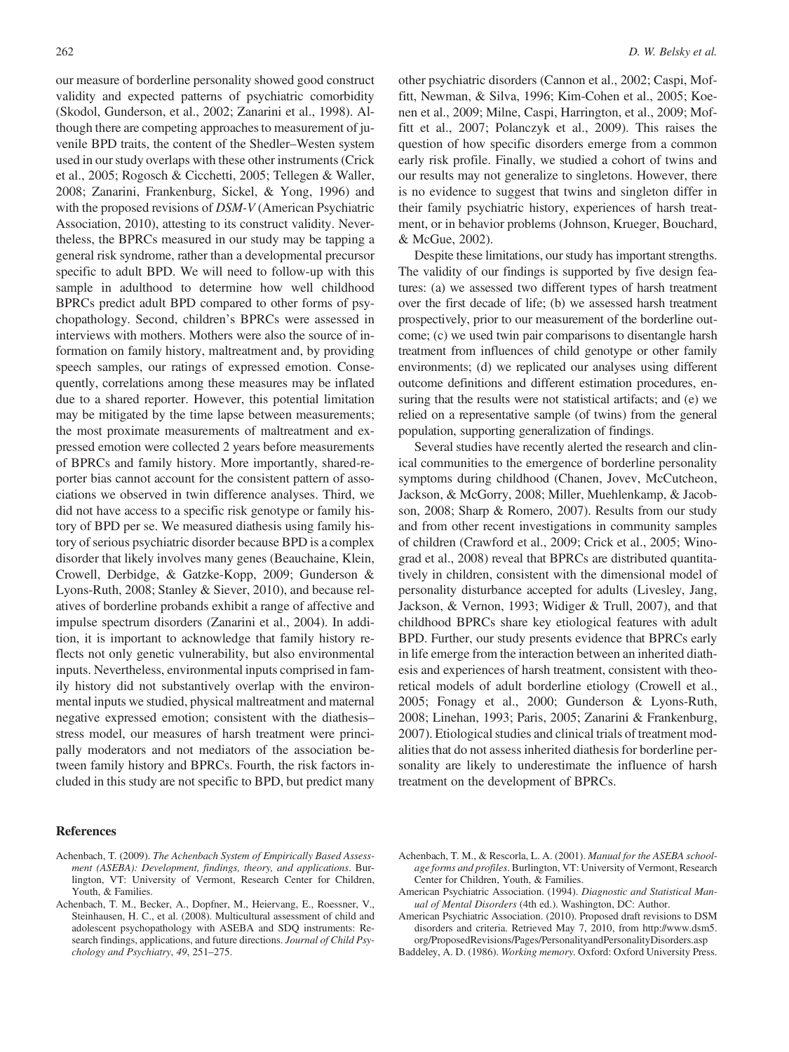our measure of borderline personality showed good construct validity and expected patterns of psychiatric comorbidity (Skodol, Gunderson, et al., 2002; Zanarini et al., 1998). Although there are competing approaches to measurement of juvenile BPD traits, the content of the Shedler–Westen system used in our study overlaps with these other instruments (Crick et al., 2005; Rogosch & Cicchetti, 2005; Tellegen & Waller, 2008; Zanarini, Frankenburg, Sickel, & Yong, 1996) and with the proposed revisions of *DSM-V* (American Psychiatric Association, 2010), attesting to its construct validity. Nevertheless, the BPRCs measured in our study may be tapping a general risk syndrome, rather than a developmental precursor specific to adult BPD. We will need to follow-up with this sample in adulthood to determine how well childhood BPRCs predict adult BPD compared to other forms of psychopathology. Second, children's BPRCs were assessed in interviews with mothers. Mothers were also the source of information on family history, maltreatment and, by providing speech samples, our ratings of expressed emotion. Consequently, correlations among these measures may be inflated due to a shared reporter. However, this potential limitation may be mitigated by the time lapse between measurements; the most proximate measurements of maltreatment and expressed emotion were collected 2 years before measurements of BPRCs and family history. More importantly, shared-reporter bias cannot account for the consistent pattern of associations we observed in twin difference analyses. Third, we did not have access to a specific risk genotype or family history of BPD per se. We measured diathesis using family history of serious psychiatric disorder because BPD is a complex disorder that likely involves many genes (Beauchaine, Klein, Crowell, Derbidge, & Gatzke-Kopp, 2009; Gunderson & Lyons-Ruth, 2008; Stanley & Siever, 2010), and because relatives of borderline probands exhibit a range of affective and impulse spectrum disorders (Zanarini et al., 2004). In addition, it is important to acknowledge that family history reflects not only genetic vulnerability, but also environmental inputs. Nevertheless, environmental inputs comprised in family history did not substantively overlap with the environmental inputs we studied, physical maltreatment and maternal negative expressed emotion; consistent with the diathesis–stress model, our measures of harsh treatment were principally moderators and not mediators of the association between family history and BPRCs. Fourth, the risk factors included in this study are not specific to BPD, but predict many other psychiatric disorders (Cannon et al., 2002; Caspi, Moffitt, Newman, & Silva, 1996; Kim-Cohen et al., 2005; Koenen et al., 2009; Milne, Caspi, Harrington, et al., 2009; Moffitt et al., 2007; Polanczyk et al., 2009). This raises the question of how specific disorders emerge from a common early risk profile. Finally, we studied a cohort of twins and our results may not generalize to singletons. However, there is no evidence to suggest that twins and singleton differ in their family psychiatric history, experiences of harsh treatment, or in behavior problems (Johnson, Krueger, Bouchard, & McGue, 2002).

Despite these limitations, our study has important strengths. The validity of our findings is supported by five design features: (a) we assessed two different types of harsh treatment over the first decade of life; (b) we assessed harsh treatment prospectively, prior to our measurement of the borderline outcome; (c) we used twin pair comparisons to disentangle harsh treatment from influences of child genotype or other family environments; (d) we replicated our analyses using different outcome definitions and different estimation procedures, ensuring that the results were not statistical artifacts; and (e) we relied on a representative sample (of twins) from the general population, supporting generalization of findings.

Several studies have recently alerted the research and clinical communities to the emergence of borderline personality symptoms during childhood (Chanen, Jovev, McCutcheon, Jackson, & McGorry, 2008; Miller, Muehlenkamp, & Jacobson, 2008; Sharp & Romero, 2007). Results from our study and from other recent investigations in community samples of children (Crawford et al., 2009; Crick et al., 2005; Winograd et al., 2008) reveal that BPRCs are distributed quantitatively in children, consistent with the dimensional model of personality disturbance accepted for adults (Livesley, Jang, Jackson, & Vernon, 1993; Widiger & Trull, 2007), and that childhood BPRCs share key etiological features with adult BPD. Further, our study presents evidence that BPRCs early in life emerge from the interaction between an inherited diathesis and experiences of harsh treatment, consistent with theoretical models of adult borderline etiology (Crowell et al., 2005; Fonagy et al., 2000; Gunderson & Lyons-Ruth, 2008; Linehan, 1993; Paris, 2005; Zanarini & Frankenburg, 2007). Etiological studies and clinical trials of treatment modalities that do not assess inherited diathesis for borderline personality are likely to underestimate the influence of harsh treatment on the development of BPRCs.

## References

Achenbach, T. (2009). *The Achenbach System of Empirically Based Assessment (ASEBA): Development, findings, theory, and applications*. Burlington, VT: University of Vermont, Research Center for Children, Youth, & Families.

Achenbach, T. M., Becker, A., Dopfner, M., Heiervang, E., Roessner, V., Steinhausen, H. C., et al. (2008). Multicultural assessment of child and adolescent psychopathology with ASEBA and SDQ instruments: Research findings, applications, and future directions. *Journal of Child Psychology and Psychiatry*, *49*, 251–275.

Achenbach, T. M., & Rescorla, L. A. (2001). *Manual for the ASEBA school-age forms and profiles*. Burlington, VT: University of Vermont, Research Center for Children, Youth, & Families.

American Psychiatric Association. (1994). *Diagnostic and Statistical Manual of Mental Disorders* (4th ed.). Washington, DC: Author.

American Psychiatric Association. (2010). Proposed draft revisions to DSM disorders and criteria. Retrieved May 7, 2010, from http://www.dsm5.org/ProposedRevisions/Pages/PersonalityandPersonalityDisorders.asp

Baddeley, A. D. (1986). *Working memory*. Oxford: Oxford University Press.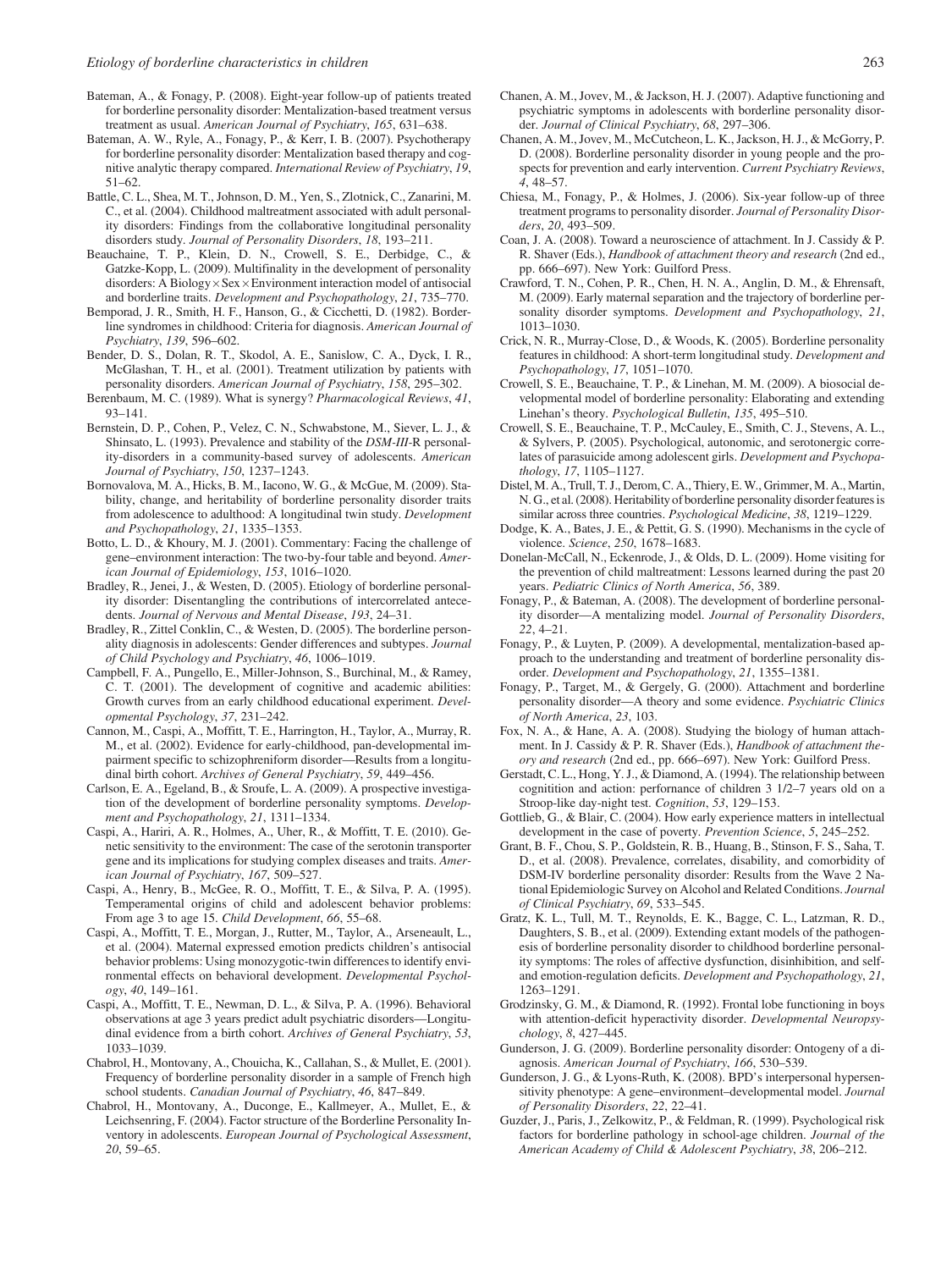Bateman, A., & Fonagy, P. (2008). Eight-year follow-up of patients treated for borderline personality disorder: Mentalization-based treatment versus treatment as usual. *American Journal of Psychiatry*, *165*, 631–638.

Bateman, A. W., Ryle, A., Fonagy, P., & Kerr, I. B. (2007). Psychotherapy for borderline personality disorder: Mentalization based therapy and cognitive analytic therapy compared. *International Review of Psychiatry*, *19*, 51–62.

Battle, C. L., Shea, M. T., Johnson, D. M., Yen, S., Zlotnick, C., Zanarini, M. C., et al. (2004). Childhood maltreatment associated with adult personality disorders: Findings from the collaborative longitudinal personality disorders study. *Journal of Personality Disorders*, *18*, 193–211.

Beauchaine, T. P., Klein, D. N., Crowell, S. E., Derbidge, C., & Gatzke-Kopp, L. (2009). Multifinality in the development of personality disorders: A Biology × Sex × Environment interaction model of antisocial and borderline traits. *Development and Psychopathology*, *21*, 735–770.

Bemporad, J. R., Smith, H. F., Hanson, G., & Cicchetti, D. (1982). Borderline syndromes in childhood: Criteria for diagnosis. *American Journal of Psychiatry*, *139*, 596–602.

Bender, D. S., Dolan, R. T., Skodol, A. E., Sanislow, C. A., Dyck, I. R., McGlashan, T. H., et al. (2001). Treatment utilization by patients with personality disorders. *American Journal of Psychiatry*, *158*, 295–302.

Berenbaum, M. C. (1989). What is synergy? *Pharmacological Reviews*, *41*, 93–141.

Bernstein, D. P., Cohen, P., Velez, C. N., Schwabstone, M., Siever, L. J., & Shinsato, L. (1993). Prevalence and stability of the *DSM-III*-R personality-disorders in a community-based survey of adolescents. *American Journal of Psychiatry*, *150*, 1237–1243.

Bornovalova, M. A., Hicks, B. M., Iacono, W. G., & McGue, M. (2009). Stability, change, and heritability of borderline personality disorder traits from adolescence to adulthood: A longitudinal twin study. *Development and Psychopathology*, *21*, 1335–1353.

Botto, L. D., & Khoury, M. J. (2001). Commentary: Facing the challenge of gene–environment interaction: The two-by-four table and beyond. *American Journal of Epidemiology*, *153*, 1016–1020.

Bradley, R., Jenei, J., & Westen, D. (2005). Etiology of borderline personality disorder: Disentangling the contributions of intercorrelated antecedents. *Journal of Nervous and Mental Disease*, *193*, 24–31.

Bradley, R., Zittel Conklin, C., & Westen, D. (2005). The borderline personality diagnosis in adolescents: Gender differences and subtypes. *Journal of Child Psychology and Psychiatry*, *46*, 1006–1019.

Campbell, F. A., Pungello, E., Miller-Johnson, S., Burchinal, M., & Ramey, C. T. (2001). The development of cognitive and academic abilities: Growth curves from an early childhood educational experiment. *Developmental Psychology*, *37*, 231–242.

Cannon, M., Caspi, A., Moffitt, T. E., Harrington, H., Taylor, A., Murray, R. M., et al. (2002). Evidence for early-childhood, pan-developmental impairment specific to schizophreniform disorder—Results from a longitudinal birth cohort. *Archives of General Psychiatry*, *59*, 449–456.

Carlson, E. A., Egeland, B., & Sroufe, L. A. (2009). A prospective investigation of the development of borderline personality symptoms. *Development and Psychopathology*, *21*, 1311–1334.

Caspi, A., Hariri, A. R., Holmes, A., Uher, R., & Moffitt, T. E. (2010). Genetic sensitivity to the environment: The case of the serotonin transporter gene and its implications for studying complex diseases and traits. *American Journal of Psychiatry*, *167*, 509–527.

Caspi, A., Henry, B., McGee, R. O., Moffitt, T. E., & Silva, P. A. (1995). Temperamental origins of child and adolescent behavior problems: From age 3 to age 15. *Child Development*, *66*, 55–68.

Caspi, A., Moffitt, T. E., Morgan, J., Rutter, M., Taylor, A., Arseneault, L., et al. (2004). Maternal expressed emotion predicts children's antisocial behavior problems: Using monozygotic-twin differences to identify environmental effects on behavioral development. *Developmental Psychology*, *40*, 149–161.

Caspi, A., Moffitt, T. E., Newman, D. L., & Silva, P. A. (1996). Behavioral observations at age 3 years predict adult psychiatric disorders—Longitudinal evidence from a birth cohort. *Archives of General Psychiatry*, *53*, 1033–1039.

Chabrol, H., Montovany, A., Chouicha, K., Callahan, S., & Mullet, E. (2001). Frequency of borderline personality disorder in a sample of French high school students. *Canadian Journal of Psychiatry*, *46*, 847–849.

Chabrol, H., Montovany, A., Duconge, E., Kallmeyer, A., Mullet, E., & Leichsenring, F. (2004). Factor structure of the Borderline Personality Inventory in adolescents. *European Journal of Psychological Assessment*, *20*, 59–65.

Chanen, A. M., Jovev, M., & Jackson, H. J. (2007). Adaptive functioning and psychiatric symptoms in adolescents with borderline personality disorder. *Journal of Clinical Psychiatry*, *68*, 297–306.

Chanen, A. M., Jovev, M., McCutcheon, L. K., Jackson, H. J., & McGorry, P. D. (2008). Borderline personality disorder in young people and the prospects for prevention and early intervention. *Current Psychiatry Reviews*, *4*, 48–57.

Chiesa, M., Fonagy, P., & Holmes, J. (2006). Six-year follow-up of three treatment programs to personality disorder. *Journal of Personality Disorders*, *20*, 493–509.

Coan, J. A. (2008). Toward a neuroscience of attachment. In J. Cassidy & P. R. Shaver (Eds.), *Handbook of attachment theory and research* (2nd ed., pp. 666–697). New York: Guilford Press.

Crawford, T. N., Cohen, P. R., Chen, H. N. A., Anglin, D. M., & Ehrensaft, M. (2009). Early maternal separation and the trajectory of borderline personality disorder symptoms. *Development and Psychopathology*, *21*, 1013–1030.

Crick, N. R., Murray-Close, D., & Woods, K. (2005). Borderline personality features in childhood: A short-term longitudinal study. *Development and Psychopathology*, *17*, 1051–1070.

Crowell, S. E., Beauchaine, T. P., & Linehan, M. M. (2009). A biosocial developmental model of borderline personality: Elaborating and extending Linehan's theory. *Psychological Bulletin*, *135*, 495–510.

Crowell, S. E., Beauchaine, T. P., McCauley, E., Smith, C. J., Stevens, A. L., & Sylvers, P. (2005). Psychological, autonomic, and serotonergic correlates of parasuicide among adolescent girls. *Development and Psychopathology*, *17*, 1105–1127.

Distel, M. A., Trull, T. J., Derom, C. A., Thiery, E. W., Grimmer, M. A., Martin, N. G., et al. (2008). Heritability of borderline personality disorder features is similar across three countries. *Psychological Medicine*, *38*, 1219–1229.

Dodge, K. A., Bates, J. E., & Pettit, G. S. (1990). Mechanisms in the cycle of violence. *Science*, *250*, 1678–1683.

Donelan-McCall, N., Eckenrode, J., & Olds, D. L. (2009). Home visiting for the prevention of child maltreatment: Lessons learned during the past 20 years. *Pediatric Clinics of North America*, *56*, 389.

Fonagy, P., & Bateman, A. (2008). The development of borderline personality disorder—A mentalizing model. *Journal of Personality Disorders*, *22*, 4–21.

Fonagy, P., & Luyten, P. (2009). A developmental, mentalization-based approach to the understanding and treatment of borderline personality disorder. *Development and Psychopathology*, *21*, 1355–1381.

Fonagy, P., Target, M., & Gergely, G. (2000). Attachment and borderline personality disorder—A theory and some evidence. *Psychiatric Clinics of North America*, *23*, 103.

Fox, N. A., & Hane, A. A. (2008). Studying the biology of human attachment. In J. Cassidy & P. R. Shaver (Eds.), *Handbook of attachment theory and research* (2nd ed., pp. 666–697). New York: Guilford Press.

Gerstadt, C. L., Hong, Y. J., & Diamond, A. (1994). The relationship between cognition and action: performance of children 3 1/2–7 years old on a Stroop-like day-night test. *Cognition*, *53*, 129–153.

Gottlieb, G., & Blair, C. (2004). How early experience matters in intellectual development in the case of poverty. *Prevention Science*, *5*, 245–252.

Grant, B. F., Chou, S. P., Goldstein, R. B., Huang, B., Stinson, F. S., Saha, T. D., et al. (2008). Prevalence, correlates, disability, and comorbidity of DSM-IV borderline personality disorder: Results from the Wave 2 National Epidemiologic Survey on Alcohol and Related Conditions. *Journal of Clinical Psychiatry*, *69*, 533–545.

Gratz, K. L., Tull, M. T., Reynolds, E. K., Bagge, C. L., Latzman, R. D., Daughters, S. B., et al. (2009). Extending extant models of the pathogenesis of borderline personality disorder to childhood borderline personality symptoms: The roles of affective dysfunction, disinhibition, and self- and emotion-regulation deficits. *Development and Psychopathology*, *21*, 1263–1291.

Grodzinsky, G. M., & Diamond, R. (1992). Frontal lobe functioning in boys with attention-deficit hyperactivity disorder. *Developmental Neuropsychology*, *8*, 427–445.

Gunderson, J. G. (2009). Borderline personality disorder: Ontogeny of a diagnosis. *American Journal of Psychiatry*, *166*, 530–539.

Gunderson, J. G., & Lyons-Ruth, K. (2008). BPD's interpersonal hypersensitivity phenotype: A gene–environment–developmental model. *Journal of Personality Disorders*, *22*, 22–41.

Guzder, J., Paris, J., Zelkowitz, P., & Feldman, R. (1999). Psychological risk factors for borderline pathology in school-age children. *Journal of the American Academy of Child & Adolescent Psychiatry*, *38*, 206–212.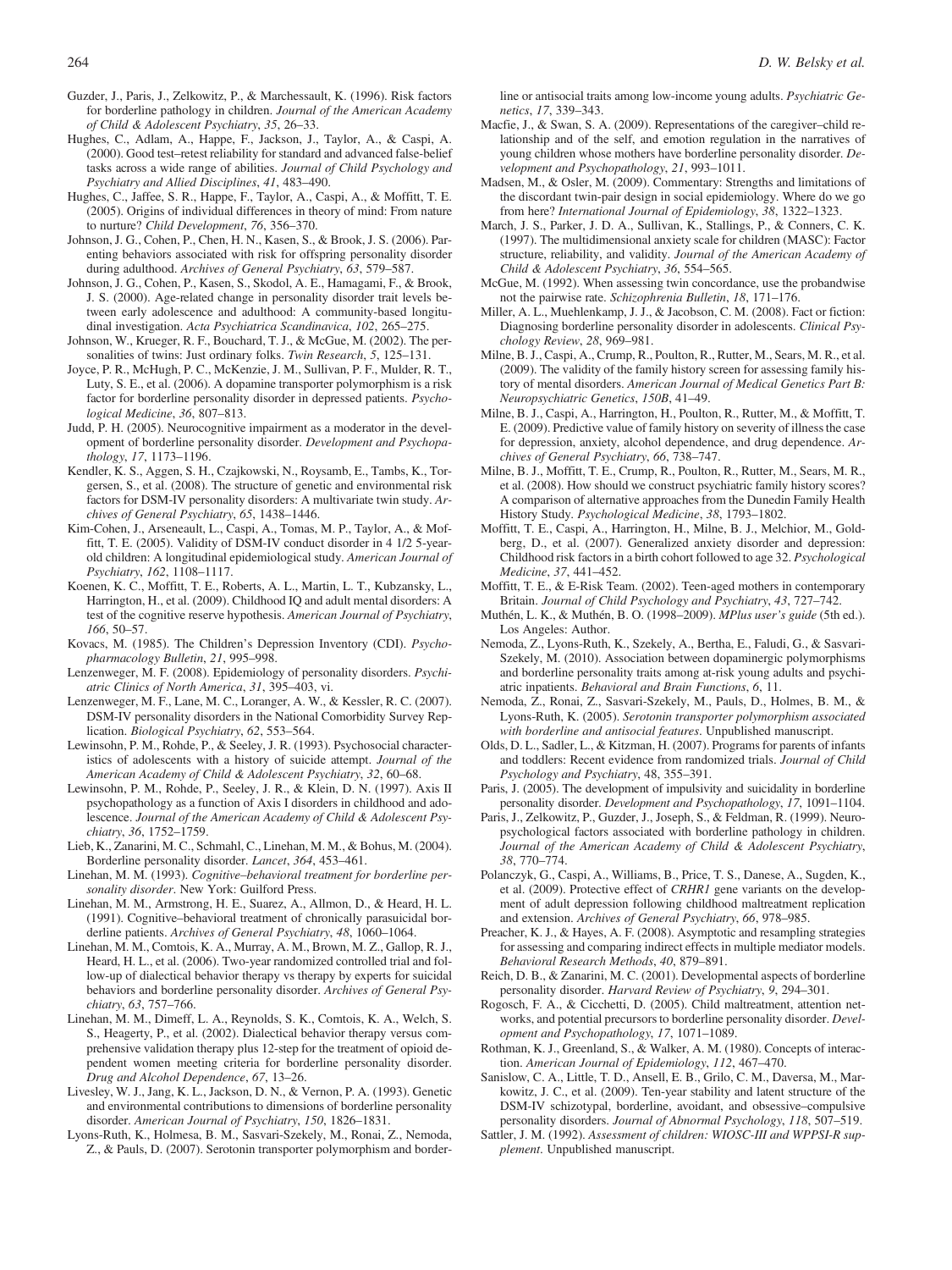Guzder, J., Paris, J., Zelkowitz, P., & Marchessault, K. (1996). Risk factors for borderline pathology in children. *Journal of the American Academy of Child & Adolescent Psychiatry*, *35*, 26–33.

Hughes, C., Adlam, A., Happe, F., Jackson, J., Taylor, A., & Caspi, A. (2000). Good test–retest reliability for standard and advanced false-belief tasks across a wide range of abilities. *Journal of Child Psychology and Psychiatry and Allied Disciplines*, *41*, 483–490.

Hughes, C., Jaffee, S. R., Happe, F., Taylor, A., Caspi, A., & Moffitt, T. E. (2005). Origins of individual differences in theory of mind: From nature to nurture? *Child Development*, *76*, 356–370.

Johnson, J. G., Cohen, P., Chen, H. N., Kasen, S., & Brook, J. S. (2006). Parenting behaviors associated with risk for offspring personality disorder during adulthood. *Archives of General Psychiatry*, *63*, 579–587.

Johnson, J. G., Cohen, P., Kasen, S., Skodol, A. E., Hamagami, F., & Brook, J. S. (2000). Age-related change in personality disorder trait levels between early adolescence and adulthood: A community-based longitudinal investigation. *Acta Psychiatrica Scandinavica*, *102*, 265–275.

Johnson, W., Krueger, R. F., Bouchard, T. J., & McGue, M. (2002). The personalities of twins: Just ordinary folks. *Twin Research*, *5*, 125–131.

Joyce, P. R., McHugh, P. C., McKenzie, J. M., Sullivan, P. F., Mulder, R. T., Luty, S. E., et al. (2006). A dopamine transporter polymorphism is a risk factor for borderline personality disorder in depressed patients. *Psychological Medicine*, *36*, 807–813.

Judd, P. H. (2005). Neurocognitive impairment as a moderator in the development of borderline personality disorder. *Development and Psychopathology*, *17*, 1173–1196.

Kendler, K. S., Aggen, S. H., Czajkowski, N., Roysamb, E., Tambs, K., Torgersen, S., et al. (2008). The structure of genetic and environmental risk factors for DSM-IV personality disorders: A multivariate twin study. *Archives of General Psychiatry*, *65*, 1438–1446.

Kim-Cohen, J., Arseneault, L., Caspi, A., Tomas, M. P., Taylor, A., & Moffitt, T. E. (2005). Validity of DSM-IV conduct disorder in 4 1/2 5-year-old children: A longitudinal epidemiological study. *American Journal of Psychiatry*, *162*, 1108–1117.

Koenen, K. C., Moffitt, T. E., Roberts, A. L., Martin, L. T., Kubzansky, L., Harrington, H., et al. (2009). Childhood IQ and adult mental disorders: A test of the cognitive reserve hypothesis. *American Journal of Psychiatry*, *166*, 50–57.

Kovacs, M. (1985). The Children's Depression Inventory (CDI). *Psychopharmacology Bulletin*, *21*, 995–998.

Lenzenweger, M. F. (2008). Epidemiology of personality disorders. *Psychiatric Clinics of North America*, *31*, 395–403, vi.

Lenzenweger, M. F., Lane, M. C., Loranger, A. W., & Kessler, R. C. (2007). DSM-IV personality disorders in the National Comorbidity Survey Replication. *Biological Psychiatry*, *62*, 553–564.

Lewinsohn, P. M., Rohde, P., & Seeley, J. R. (1993). Psychosocial characteristics of adolescents with a history of suicide attempt. *Journal of the American Academy of Child & Adolescent Psychiatry*, *32*, 60–68.

Lewinsohn, P. M., Rohde, P., Seeley, J. R., & Klein, D. N. (1997). Axis II psychopathology as a function of Axis I disorders in childhood and adolescence. *Journal of the American Academy of Child & Adolescent Psychiatry*, *36*, 1752–1759.

Lieb, K., Zanarini, M. C., Schmahl, C., Linehan, M. M., & Bohus, M. (2004). Borderline personality disorder. *Lancet*, *364*, 453–461.

Linehan, M. M. (1993). *Cognitive–behavioral treatment for borderline personality disorder*. New York: Guilford Press.

Linehan, M. M., Armstrong, H. E., Suarez, A., Allmon, D., & Heard, H. L. (1991). Cognitive–behavioral treatment of chronically parasuicidal borderline patients. *Archives of General Psychiatry*, *48*, 1060–1064.

Linehan, M. M., Comtois, K. A., Murray, A. M., Brown, M. Z., Gallop, R. J., Heard, H. L., et al. (2006). Two-year randomized controlled trial and follow-up of dialectical behavior therapy vs therapy by experts for suicidal behaviors and borderline personality disorder. *Archives of General Psychiatry*, *63*, 757–766.

Linehan, M. M., Dimeff, L. A., Reynolds, S. K., Comtois, K. A., Welch, S. S., Heagerty, P., et al. (2002). Dialectical behavior therapy versus comprehensive validation therapy plus 12-step for the treatment of opioid dependent women meeting criteria for borderline personality disorder. *Drug and Alcohol Dependence*, *67*, 13–26.

Livesley, W. J., Jang, K. L., Jackson, D. N., & Vernon, P. A. (1993). Genetic and environmental contributions to dimensions of borderline personality disorder. *American Journal of Psychiatry*, *150*, 1826–1831.

Lyons-Ruth, K., Holmesa, B. M., Sasvari-Szekely, M., Ronai, Z., Nemoda, Z., & Pauls, D. (2007). Serotonin transporter polymorphism and borderline or antisocial traits among low-income young adults. *Psychiatric Genetics*, *17*, 339–343.

Macfie, J., & Swan, S. A. (2009). Representations of the caregiver–child relationship and of the self, and emotion regulation in the narratives of young children whose mothers have borderline personality disorder. *Development and Psychopathology*, *21*, 993–1011.

Madsen, M., & Osler, M. (2009). Commentary: Strengths and limitations of the discordant twin-pair design in social epidemiology. Where do we go from here? *International Journal of Epidemiology*, *38*, 1322–1323.

March, J. S., Parker, J. D. A., Sullivan, K., Stallings, P., & Conners, C. K. (1997). The multidimensional anxiety scale for children (MASC): Factor structure, reliability, and validity. *Journal of the American Academy of Child & Adolescent Psychiatry*, *36*, 554–565.

McGue, M. (1992). When assessing twin concordance, use the probandwise not the pairwise rate. *Schizophrenia Bulletin*, *18*, 171–176.

Miller, A. L., Muehlenkamp, J. J., & Jacobson, C. M. (2008). Fact or fiction: Diagnosing borderline personality disorder in adolescents. *Clinical Psychology Review*, *28*, 969–981.

Milne, B. J., Caspi, A., Crump, R., Poulton, R., Rutter, M., Sears, M. R., et al. (2009). The validity of the family history screen for assessing family history of mental disorders. *American Journal of Medical Genetics Part B: Neuropsychiatric Genetics*, *150B*, 41–49.

Milne, B. J., Caspi, A., Harrington, H., Poulton, R., Rutter, M., & Moffitt, T. E. (2009). Predictive value of family history on severity of illness the case for depression, anxiety, alcohol dependence, and drug dependence. *Archives of General Psychiatry*, *66*, 738–747.

Milne, B. J., Moffitt, T. E., Crump, R., Poulton, R., Rutter, M., Sears, M. R., et al. (2008). How should we construct psychiatric family history scores? A comparison of alternative approaches from the Dunedin Family Health History Study. *Psychological Medicine*, *38*, 1793–1802.

Moffitt, T. E., Caspi, A., Harrington, H., Milne, B. J., Melchior, M., Goldberg, D., et al. (2007). Generalized anxiety disorder and depression: Childhood risk factors in a birth cohort followed to age 32. *Psychological Medicine*, *37*, 441–452.

Moffitt, T. E., & E-Risk Team. (2002). Teen-aged mothers in contemporary Britain. *Journal of Child Psychology and Psychiatry*, *43*, 727–742.

Muthén, L. K., & Muthén, B. O. (1998–2009). *MPlus user's guide* (5th ed.). Los Angeles: Author.

Nemoda, Z., Lyons-Ruth, K., Szekely, A., Bertha, E., Faludi, G., & Sasvari-Szekely, M. (2010). Association between dopaminergic polymorphisms and borderline personality traits among at-risk young adults and psychiatric inpatients. *Behavioral and Brain Functions*, *6*, 11.

Nemoda, Z., Ronai, Z., Sasvari-Szekely, M., Pauls, D., Holmes, B. M., & Lyons-Ruth, K. (2005). *Serotonin transporter polymorphism associated with borderline and antisocial features*. Unpublished manuscript.

Olds, D. L., Sadler, L., & Kitzman, H. (2007). Programs for parents of infants and toddlers: Recent evidence from randomized trials. *Journal of Child Psychology and Psychiatry*, 48, 355–391.

Paris, J. (2005). The development of impulsivity and suicidality in borderline personality disorder. *Development and Psychopathology*, *17*, 1091–1104.

Paris, J., Zelkowitz, P., Guzder, J., Joseph, S., & Feldman, R. (1999). Neuropsychological factors associated with borderline pathology in children. *Journal of the American Academy of Child & Adolescent Psychiatry*, *38*, 770–774.

Polanczyk, G., Caspi, A., Williams, B., Price, T. S., Danese, A., Sugden, K., et al. (2009). Protective effect of *CRHR1* gene variants on the development of adult depression following childhood maltreatment replication and extension. *Archives of General Psychiatry*, *66*, 978–985.

Preacher, K. J., & Hayes, A. F. (2008). Asymptotic and resampling strategies for assessing and comparing indirect effects in multiple mediator models. *Behavioral Research Methods*, *40*, 879–891.

Reich, D. B., & Zanarini, M. C. (2001). Developmental aspects of borderline personality disorder. *Harvard Review of Psychiatry*, *9*, 294–301.

Rogosch, F. A., & Cicchetti, D. (2005). Child maltreatment, attention networks, and potential precursors to borderline personality disorder. *Development and Psychopathology*, *17*, 1071–1089.

Rothman, K. J., Greenland, S., & Walker, A. M. (1980). Concepts of interaction. *American Journal of Epidemiology*, *112*, 467–470.

Sanislow, C. A., Little, T. D., Ansell, E. B., Grilo, C. M., Daversa, M., Markowitz, J. C., et al. (2009). Ten-year stability and latent structure of the DSM-IV schizotypal, borderline, avoidant, and obsessive–compulsive personality disorders. *Journal of Abnormal Psychology*, *118*, 507–519.

Sattler, J. M. (1992). *Assessment of children: WIOSC-III and WPPSI-R supplement*. Unpublished manuscript.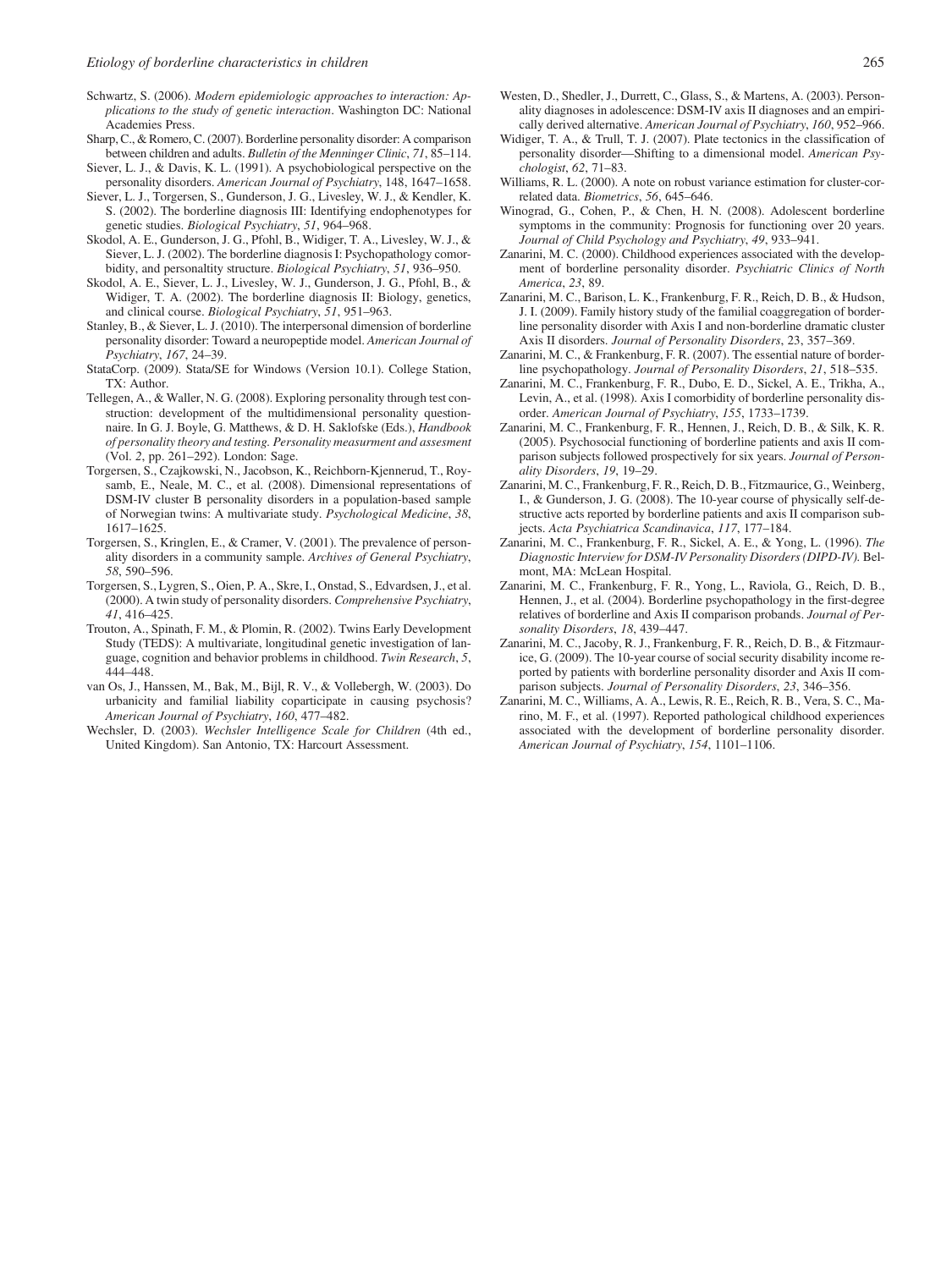Schwartz, S. (2006). *Modern epidemiologic approaches to interaction: Applications to the study of genetic interaction*. Washington DC: National Academies Press.

Sharp, C., & Romero, C. (2007). Borderline personality disorder: A comparison between children and adults. *Bulletin of the Menninger Clinic*, *71*, 85–114.

Siever, L. J., & Davis, K. L. (1991). A psychobiological perspective on the personality disorders. *American Journal of Psychiatry*, 148, 1647–1658.

Siever, L. J., Torgersen, S., Gunderson, J. G., Livesley, W. J., & Kendler, K. S. (2002). The borderline diagnosis III: Identifying endophenotypes for genetic studies. *Biological Psychiatry*, *51*, 964–968.

Skodol, A. E., Gunderson, J. G., Pfohl, B., Widiger, T. A., Livesley, W. J., & Siever, L. J. (2002). The borderline diagnosis I: Psychopathology comorbidity, and personaltity structure. *Biological Psychiatry*, *51*, 936–950.

Skodol, A. E., Siever, L. J., Livesley, W. J., Gunderson, J. G., Pfohl, B., & Widiger, T. A. (2002). The borderline diagnosis II: Biology, genetics, and clinical course. *Biological Psychiatry*, *51*, 951–963.

Stanley, B., & Siever, L. J. (2010). The interpersonal dimension of borderline personality disorder: Toward a neuropeptide model. *American Journal of Psychiatry*, *167*, 24–39.

StataCorp. (2009). Stata/SE for Windows (Version 10.1). College Station, TX: Author.

Tellegen, A., & Waller, N. G. (2008). Exploring personality through test construction: development of the multidimensional personality questionnaire. In G. J. Boyle, G. Matthews, & D. H. Saklofske (Eds.), *Handbook of personality theory and testing. Personality measurment and assesment* (Vol. *2*, pp. 261–292). London: Sage.

Torgersen, S., Czajkowski, N., Jacobson, K., Reichborn-Kjennerud, T., Roysamb, E., Neale, M. C., et al. (2008). Dimensional representations of DSM-IV cluster B personality disorders in a population-based sample of Norwegian twins: A multivariate study. *Psychological Medicine*, *38*, 1617–1625.

Torgersen, S., Kringlen, E., & Cramer, V. (2001). The prevalence of personality disorders in a community sample. *Archives of General Psychiatry*, *58*, 590–596.

Torgersen, S., Lygren, S., Oien, P. A., Skre, I., Onstad, S., Edvardsen, J., et al. (2000). A twin study of personality disorders. *Comprehensive Psychiatry*, *41*, 416–425.

Trouton, A., Spinath, F. M., & Plomin, R. (2002). Twins Early Development Study (TEDS): A multivariate, longitudinal genetic investigation of language, cognition and behavior problems in childhood. *Twin Research*, *5*, 444–448.

van Os, J., Hanssen, M., Bak, M., Bijl, R. V., & Vollebergh, W. (2003). Do urbanicity and familial liability coparticipate in causing psychosis? *American Journal of Psychiatry*, *160*, 477–482.

Wechsler, D. (2003). *Wechsler Intelligence Scale for Children* (4th ed., United Kingdom). San Antonio, TX: Harcourt Assessment.

Westen, D., Shedler, J., Durrett, C., Glass, S., & Martens, A. (2003). Personality diagnoses in adolescence: DSM-IV axis II diagnoses and an empirically derived alternative. *American Journal of Psychiatry*, *160*, 952–966.

Widiger, T. A., & Trull, T. J. (2007). Plate tectonics in the classification of personality disorder—Shifting to a dimensional model. *American Psychologist*, *62*, 71–83.

Williams, R. L. (2000). A note on robust variance estimation for cluster-correlated data. *Biometrics*, *56*, 645–646.

Winograd, G., Cohen, P., & Chen, H. N. (2008). Adolescent borderline symptoms in the community: Prognosis for functioning over 20 years. *Journal of Child Psychology and Psychiatry*, *49*, 933–941.

Zanarini, M. C. (2000). Childhood experiences associated with the development of borderline personality disorder. *Psychiatric Clinics of North America*, *23*, 89.

Zanarini, M. C., Barison, L. K., Frankenburg, F. R., Reich, D. B., & Hudson, J. I. (2009). Family history study of the familial coaggregation of borderline personality disorder with Axis I and non-borderline dramatic cluster Axis II disorders. *Journal of Personality Disorders*, 23, 357–369.

Zanarini, M. C., & Frankenburg, F. R. (2007). The essential nature of borderline psychopathology. *Journal of Personality Disorders*, *21*, 518–535.

Zanarini, M. C., Frankenburg, F. R., Dubo, E. D., Sickel, A. E., Trikha, A., Levin, A., et al. (1998). Axis I comorbidity of borderline personality disorder. *American Journal of Psychiatry*, *155*, 1733–1739.

Zanarini, M. C., Frankenburg, F. R., Hennen, J., Reich, D. B., & Silk, K. R. (2005). Psychosocial functioning of borderline patients and axis II comparison subjects followed prospectively for six years. *Journal of Personality Disorders*, *19*, 19–29.

Zanarini, M. C., Frankenburg, F. R., Reich, D. B., Fitzmaurice, G., Weinberg, I., & Gunderson, J. G. (2008). The 10-year course of physically self-destructive acts reported by borderline patients and axis II comparison subjects. *Acta Psychiatrica Scandinavica*, *117*, 177–184.

Zanarini, M. C., Frankenburg, F. R., Sickel, A. E., & Yong, L. (1996). *The Diagnostic Interview for DSM-IV Personality Disorders (DIPD-IV)*. Belmont, MA: McLean Hospital.

Zanarini, M. C., Frankenburg, F. R., Yong, L., Raviola, G., Reich, D. B., Hennen, J., et al. (2004). Borderline psychopathology in the first-degree relatives of borderline and Axis II comparison probands. *Journal of Personality Disorders*, *18*, 439–447.

Zanarini, M. C., Jacoby, R. J., Frankenburg, F. R., Reich, D. B., & Fitzmaurice, G. (2009). The 10-year course of social security disability income reported by patients with borderline personality disorder and Axis II comparison subjects. *Journal of Personality Disorders*, *23*, 346–356.

Zanarini, M. C., Williams, A. A., Lewis, R. E., Reich, R. B., Vera, S. C., Marino, M. F., et al. (1997). Reported pathological childhood experiences associated with the development of borderline personality disorder. *American Journal of Psychiatry*, *154*, 1101–1106.